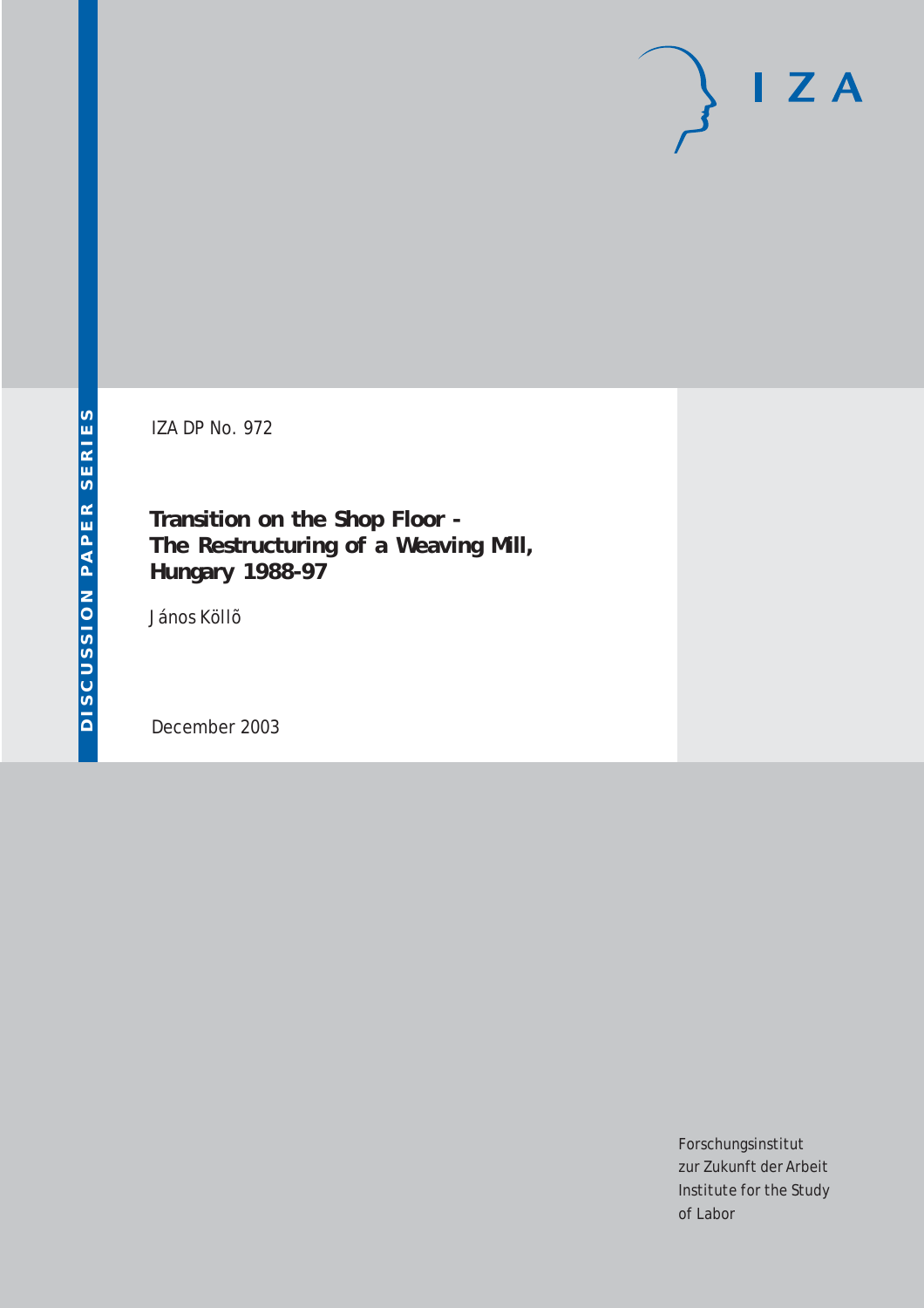DISCUSSION PAPER SERIES

IZA

IZA DP No. 972

# Transition on the Shop Floor - The Restructuring of a Weaving Mill, Hungary 1988-97

János Köllõ

December 2003

Forschungsinstitut
zur Zukunft der Arbeit
Institute for the Study
of Labor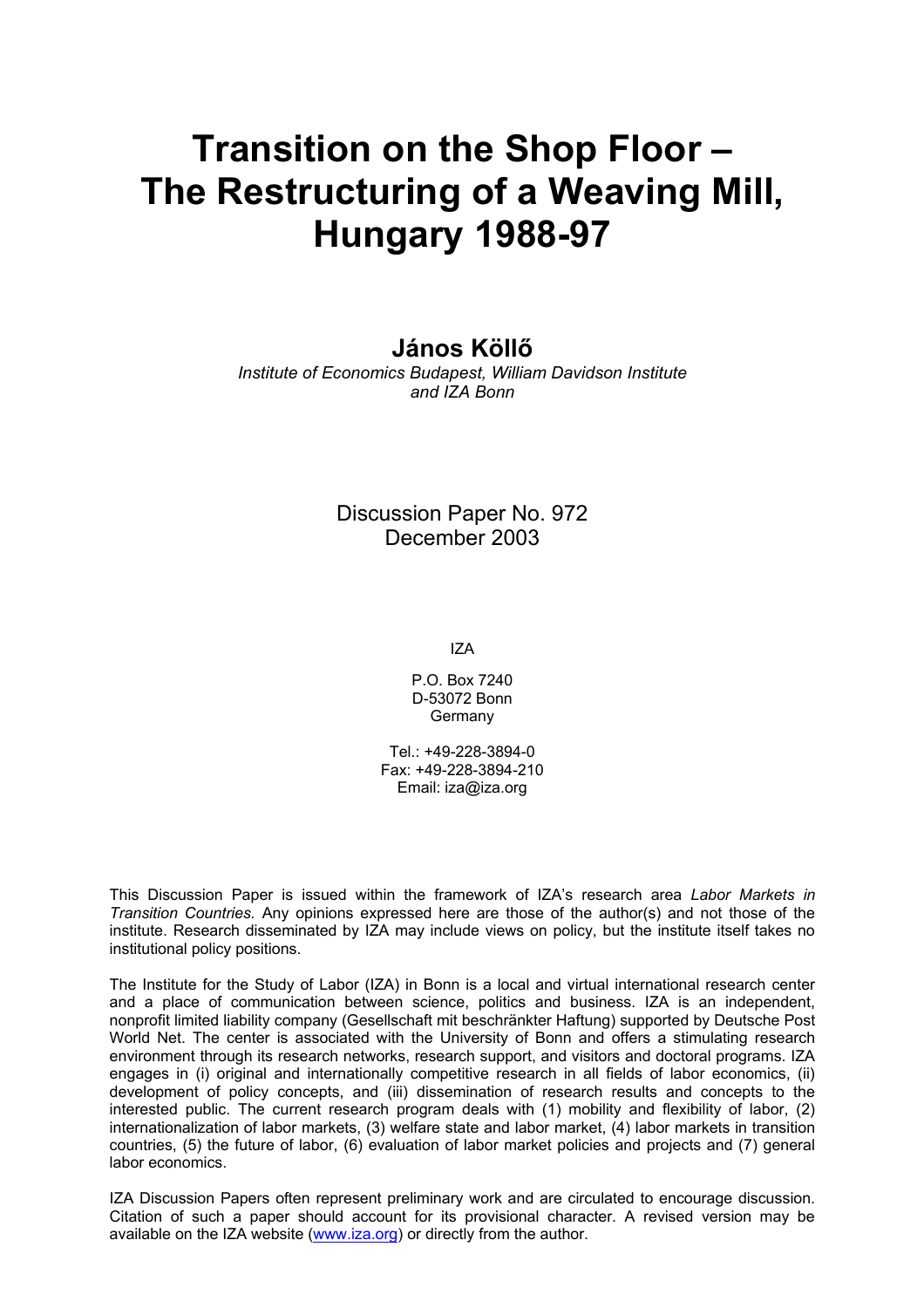# Transition on the Shop Floor – The Restructuring of a Weaving Mill, Hungary 1988-97

## János Köllő

*Institute of Economics Budapest, William Davidson Institute and IZA Bonn*

Discussion Paper No. 972
December 2003

IZA

P.O. Box 7240
D-53072 Bonn
Germany

Tel.: +49-228-3894-0
Fax: +49-228-3894-210
Email: iza@iza.org

This Discussion Paper is issued within the framework of IZA's research area *Labor Markets in Transition Countries.* Any opinions expressed here are those of the author(s) and not those of the institute. Research disseminated by IZA may include views on policy, but the institute itself takes no institutional policy positions.

The Institute for the Study of Labor (IZA) in Bonn is a local and virtual international research center and a place of communication between science, politics and business. IZA is an independent, nonprofit limited liability company (Gesellschaft mit beschränkter Haftung) supported by Deutsche Post World Net. The center is associated with the University of Bonn and offers a stimulating research environment through its research networks, research support, and visitors and doctoral programs. IZA engages in (i) original and internationally competitive research in all fields of labor economics, (ii) development of policy concepts, and (iii) dissemination of research results and concepts to the interested public. The current research program deals with (1) mobility and flexibility of labor, (2) internationalization of labor markets, (3) welfare state and labor market, (4) labor markets in transition countries, (5) the future of labor, (6) evaluation of labor market policies and projects and (7) general labor economics.

IZA Discussion Papers often represent preliminary work and are circulated to encourage discussion. Citation of such a paper should account for its provisional character. A revised version may be available on the IZA website (www.iza.org) or directly from the author.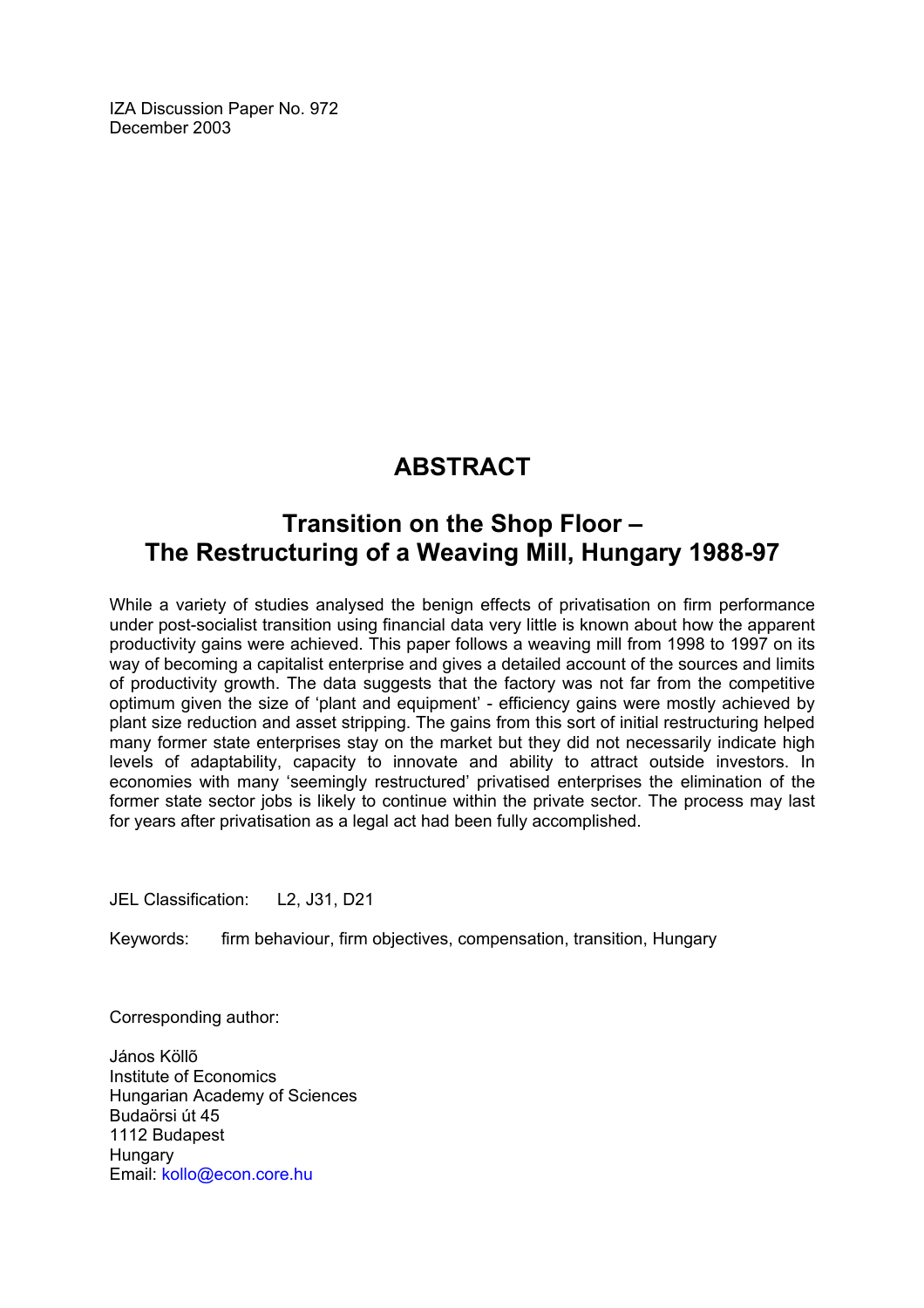IZA Discussion Paper No. 972
December 2003

# ABSTRACT

## Transition on the Shop Floor – The Restructuring of a Weaving Mill, Hungary 1988-97

While a variety of studies analysed the benign effects of privatisation on firm performance under post-socialist transition using financial data very little is known about how the apparent productivity gains were achieved. This paper follows a weaving mill from 1998 to 1997 on its way of becoming a capitalist enterprise and gives a detailed account of the sources and limits of productivity growth. The data suggests that the factory was not far from the competitive optimum given the size of 'plant and equipment' - efficiency gains were mostly achieved by plant size reduction and asset stripping. The gains from this sort of initial restructuring helped many former state enterprises stay on the market but they did not necessarily indicate high levels of adaptability, capacity to innovate and ability to attract outside investors. In economies with many 'seemingly restructured' privatised enterprises the elimination of the former state sector jobs is likely to continue within the private sector. The process may last for years after privatisation as a legal act had been fully accomplished.

JEL Classification: L2, J31, D21

Keywords: firm behaviour, firm objectives, compensation, transition, Hungary

Corresponding author:

János Köllő
Institute of Economics
Hungarian Academy of Sciences
Budaörsi út 45
1112 Budapest
Hungary
Email: kollo@econ.core.hu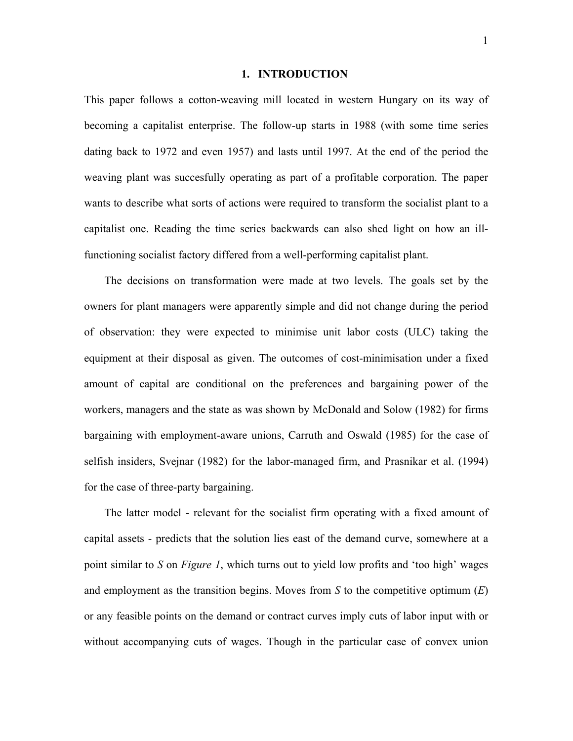# 1. INTRODUCTION

This paper follows a cotton-weaving mill located in western Hungary on its way of becoming a capitalist enterprise. The follow-up starts in 1988 (with some time series dating back to 1972 and even 1957) and lasts until 1997. At the end of the period the weaving plant was succesfully operating as part of a profitable corporation. The paper wants to describe what sorts of actions were required to transform the socialist plant to a capitalist one. Reading the time series backwards can also shed light on how an ill-functioning socialist factory differed from a well-performing capitalist plant.

The decisions on transformation were made at two levels. The goals set by the owners for plant managers were apparently simple and did not change during the period of observation: they were expected to minimise unit labor costs (ULC) taking the equipment at their disposal as given. The outcomes of cost-minimisation under a fixed amount of capital are conditional on the preferences and bargaining power of the workers, managers and the state as was shown by McDonald and Solow (1982) for firms bargaining with employment-aware unions, Carruth and Oswald (1985) for the case of selfish insiders, Svejnar (1982) for the labor-managed firm, and Prasnikar et al. (1994) for the case of three-party bargaining.

The latter model - relevant for the socialist firm operating with a fixed amount of capital assets - predicts that the solution lies east of the demand curve, somewhere at a point similar to *S* on *Figure 1*, which turns out to yield low profits and 'too high' wages and employment as the transition begins. Moves from *S* to the competitive optimum (*E*) or any feasible points on the demand or contract curves imply cuts of labor input with or without accompanying cuts of wages. Though in the particular case of convex union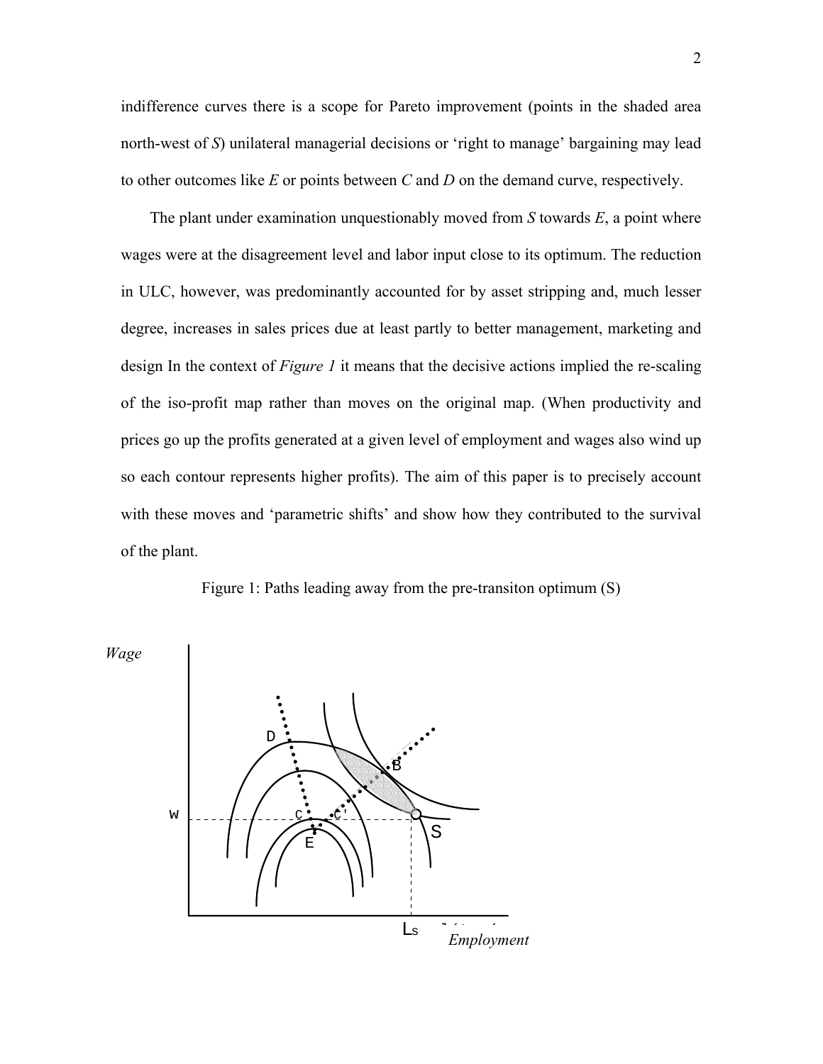indifference curves there is a scope for Pareto improvement (points in the shaded area north-west of *S*) unilateral managerial decisions or 'right to manage' bargaining may lead to other outcomes like *E* or points between *C* and *D* on the demand curve, respectively.

The plant under examination unquestionably moved from *S* towards *E*, a point where wages were at the disagreement level and labor input close to its optimum. The reduction in ULC, however, was predominantly accounted for by asset stripping and, much lesser degree, increases in sales prices due at least partly to better management, marketing and design In the context of *Figure 1* it means that the decisive actions implied the re-scaling of the iso-profit map rather than moves on the original map. (When productivity and prices go up the profits generated at a given level of employment and wages also wind up so each contour represents higher profits). The aim of this paper is to precisely account with these moves and 'parametric shifts' and show how they contributed to the survival of the plant.

Figure 1: Paths leading away from the pre-transiton optimum (S)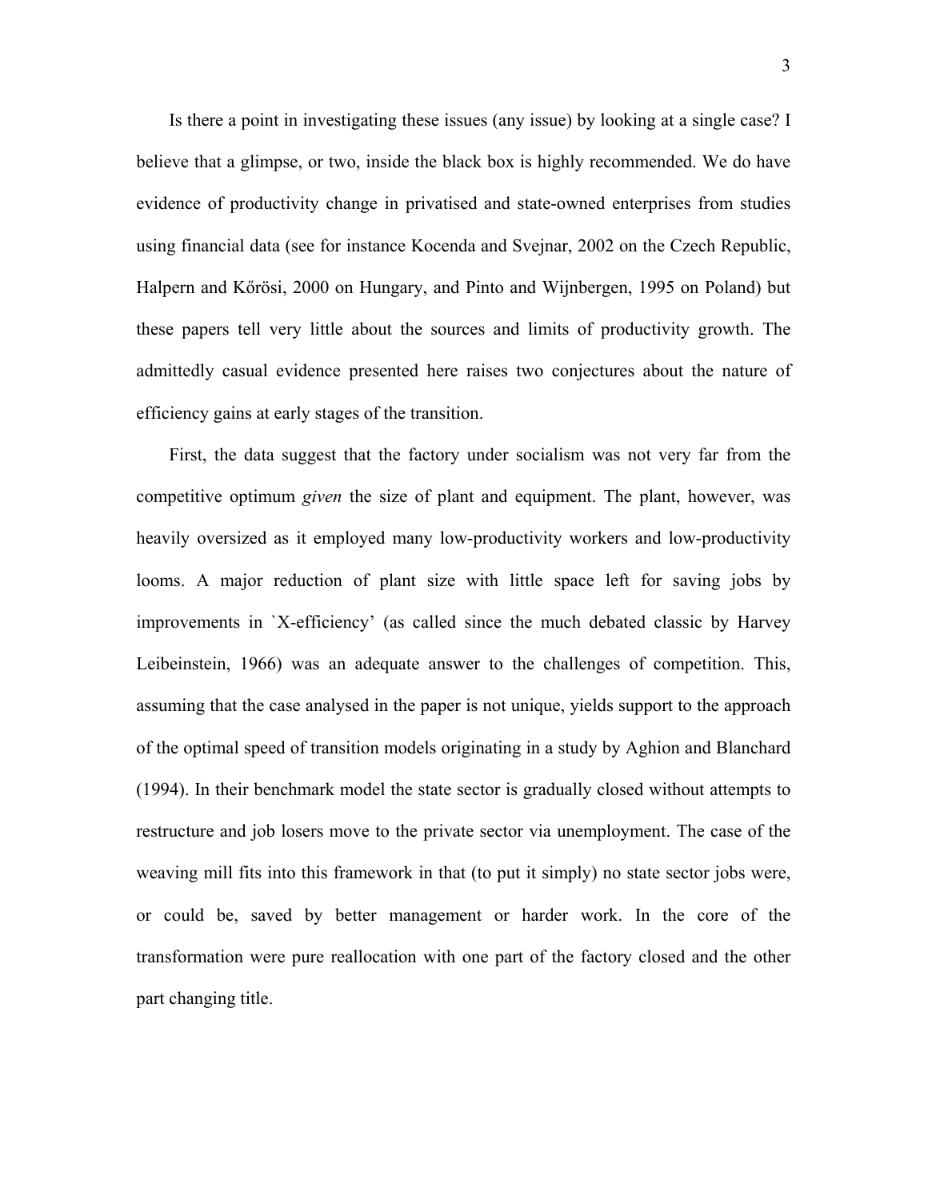Is there a point in investigating these issues (any issue) by looking at a single case? I believe that a glimpse, or two, inside the black box is highly recommended. We do have evidence of productivity change in privatised and state-owned enterprises from studies using financial data (see for instance Kocenda and Svejnar, 2002 on the Czech Republic, Halpern and Kőrösi, 2000 on Hungary, and Pinto and Wijnbergen, 1995 on Poland) but these papers tell very little about the sources and limits of productivity growth. The admittedly casual evidence presented here raises two conjectures about the nature of efficiency gains at early stages of the transition.

First, the data suggest that the factory under socialism was not very far from the competitive optimum *given* the size of plant and equipment. The plant, however, was heavily oversized as it employed many low-productivity workers and low-productivity looms. A major reduction of plant size with little space left for saving jobs by improvements in `X-efficiency' (as called since the much debated classic by Harvey Leibeinstein, 1966) was an adequate answer to the challenges of competition. This, assuming that the case analysed in the paper is not unique, yields support to the approach of the optimal speed of transition models originating in a study by Aghion and Blanchard (1994). In their benchmark model the state sector is gradually closed without attempts to restructure and job losers move to the private sector via unemployment. The case of the weaving mill fits into this framework in that (to put it simply) no state sector jobs were, or could be, saved by better management or harder work. In the core of the transformation were pure reallocation with one part of the factory closed and the other part changing title.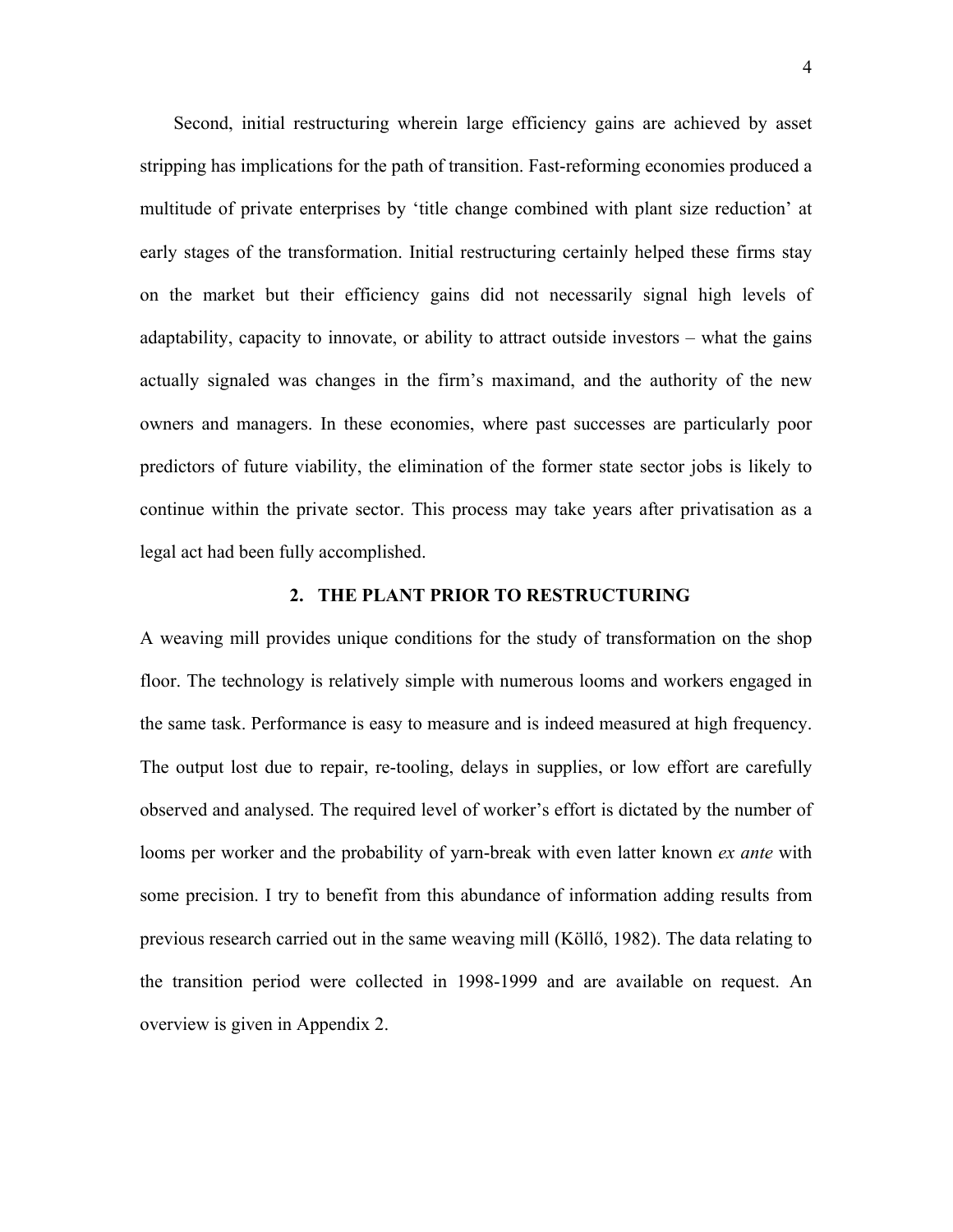Second, initial restructuring wherein large efficiency gains are achieved by asset stripping has implications for the path of transition. Fast-reforming economies produced a multitude of private enterprises by 'title change combined with plant size reduction' at early stages of the transformation. Initial restructuring certainly helped these firms stay on the market but their efficiency gains did not necessarily signal high levels of adaptability, capacity to innovate, or ability to attract outside investors – what the gains actually signaled was changes in the firm's maximand, and the authority of the new owners and managers. In these economies, where past successes are particularly poor predictors of future viability, the elimination of the former state sector jobs is likely to continue within the private sector. This process may take years after privatisation as a legal act had been fully accomplished.

## 2. THE PLANT PRIOR TO RESTRUCTURING

A weaving mill provides unique conditions for the study of transformation on the shop floor. The technology is relatively simple with numerous looms and workers engaged in the same task. Performance is easy to measure and is indeed measured at high frequency. The output lost due to repair, re-tooling, delays in supplies, or low effort are carefully observed and analysed. The required level of worker's effort is dictated by the number of looms per worker and the probability of yarn-break with even latter known *ex ante* with some precision. I try to benefit from this abundance of information adding results from previous research carried out in the same weaving mill (Köllő, 1982). The data relating to the transition period were collected in 1998-1999 and are available on request. An overview is given in Appendix 2.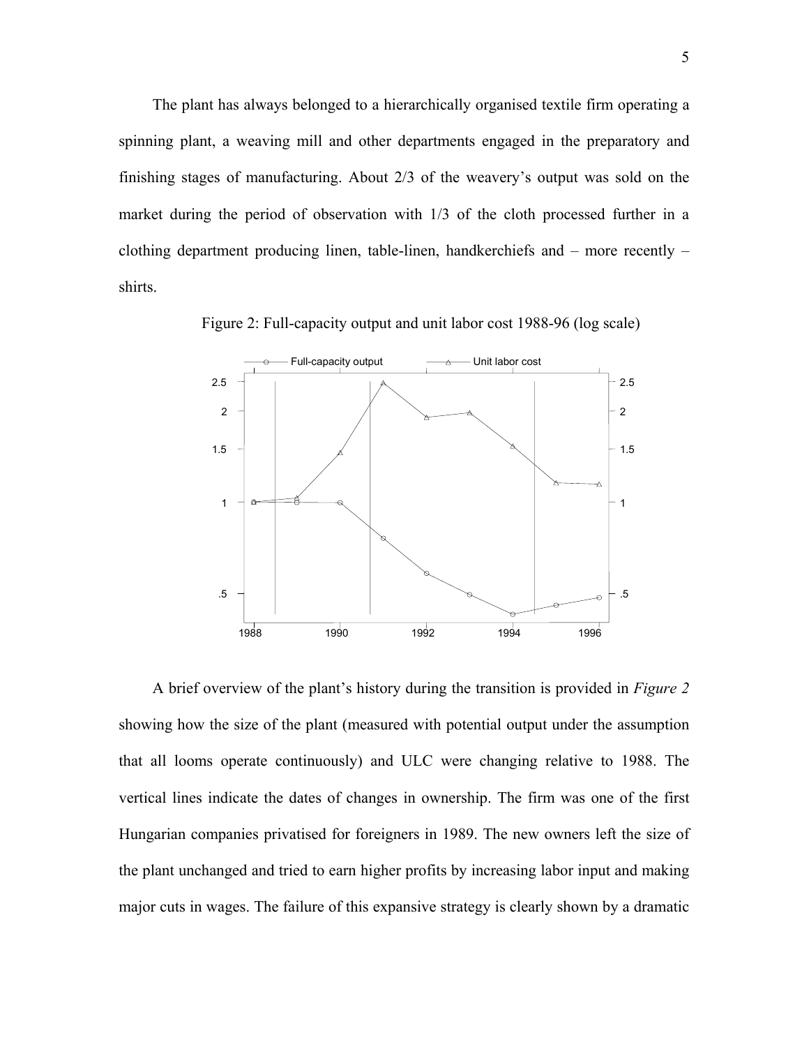The plant has always belonged to a hierarchically organised textile firm operating a spinning plant, a weaving mill and other departments engaged in the preparatory and finishing stages of manufacturing. About 2/3 of the weavery's output was sold on the market during the period of observation with 1/3 of the cloth processed further in a clothing department producing linen, table-linen, handkerchiefs and – more recently – shirts.

Figure 2: Full-capacity output and unit labor cost 1988-96 (log scale)

A brief overview of the plant's history during the transition is provided in *Figure 2* showing how the size of the plant (measured with potential output under the assumption that all looms operate continuously) and ULC were changing relative to 1988. The vertical lines indicate the dates of changes in ownership. The firm was one of the first Hungarian companies privatised for foreigners in 1989. The new owners left the size of the plant unchanged and tried to earn higher profits by increasing labor input and making major cuts in wages. The failure of this expansive strategy is clearly shown by a dramatic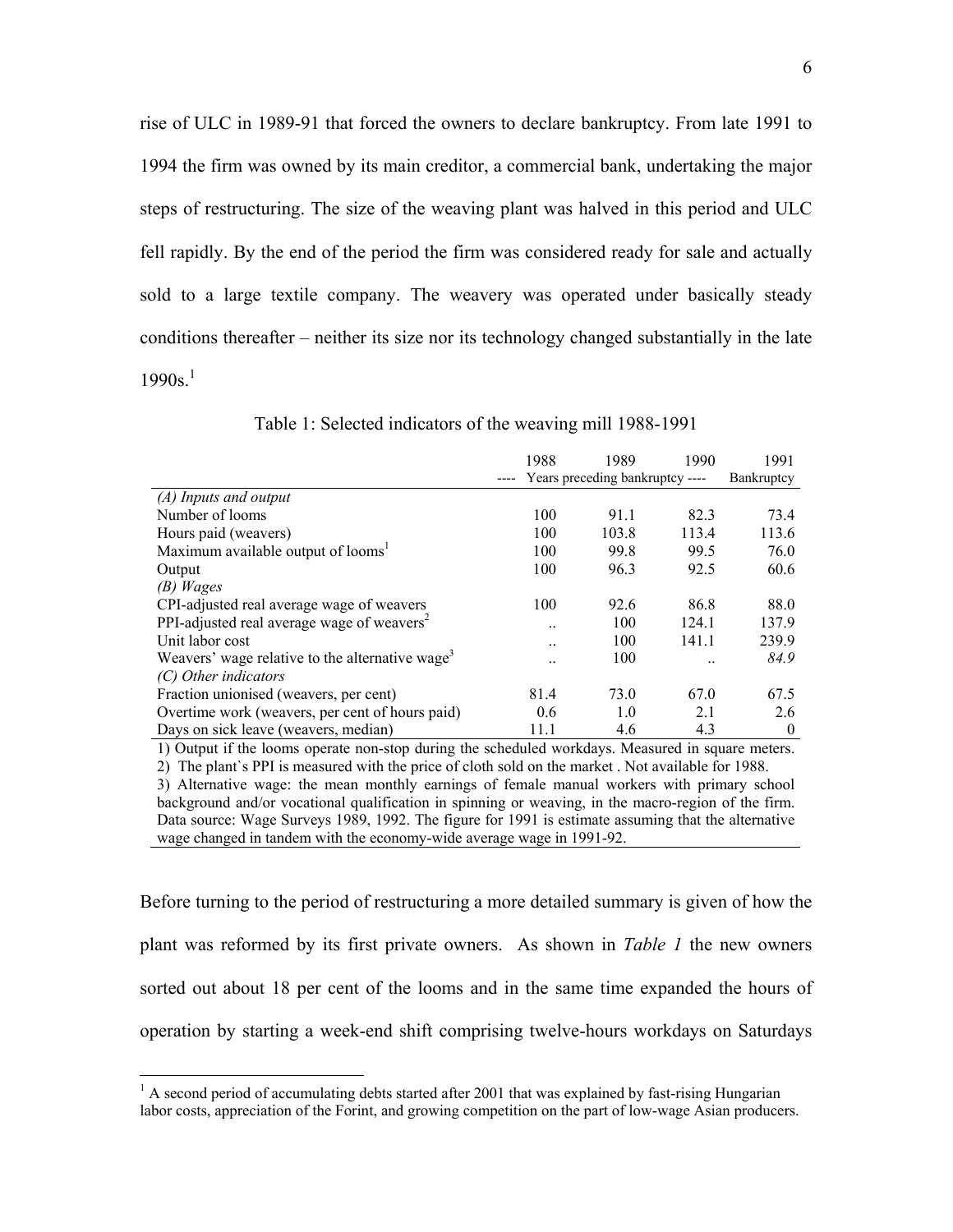rise of ULC in 1989-91 that forced the owners to declare bankruptcy. From late 1991 to 1994 the firm was owned by its main creditor, a commercial bank, undertaking the major steps of restructuring. The size of the weaving plant was halved in this period and ULC fell rapidly. By the end of the period the firm was considered ready for sale and actually sold to a large textile company. The weavery was operated under basically steady conditions thereafter – neither its size nor its technology changed substantially in the late 1990s.[1]

Table 1: Selected indicators of the weaving mill 1988-1991

| | 1988 | 1989 | 1990 | 1991 |
|---|---|---|---|---|
| | ---- Years preceding bankruptcy ---- | | | Bankruptcy |
| *(A) Inputs and output* | | | | |
| Number of looms | 100 | 91.1 | 82.3 | 73.4 |
| Hours paid (weavers) | 100 | 103.8 | 113.4 | 113.6 |
| Maximum available output of looms[1] | 100 | 99.8 | 99.5 | 76.0 |
| Output | 100 | 96.3 | 92.5 | 60.6 |
| *(B) Wages* | | | | |
| CPI-adjusted real average wage of weavers | 100 | 92.6 | 86.8 | 88.0 |
| PPI-adjusted real average wage of weavers[2] | .. | 100 | 124.1 | 137.9 |
| Unit labor cost | .. | 100 | 141.1 | 239.9 |
| Weavers' wage relative to the alternative wage[3] | .. | 100 | .. | *84.9* |
| *(C) Other indicators* | | | | |
| Fraction unionised (weavers, per cent) | 81.4 | 73.0 | 67.0 | 67.5 |
| Overtime work (weavers, per cent of hours paid) | 0.6 | 1.0 | 2.1 | 2.6 |
| Days on sick leave (weavers, median) | 11.1 | 4.6 | 4.3 | 0 |

1) Output if the looms operate non-stop during the scheduled workdays. Measured in square meters.
2) The plant`s PPI is measured with the price of cloth sold on the market . Not available for 1988.
3) Alternative wage: the mean monthly earnings of female manual workers with primary school background and/or vocational qualification in spinning or weaving, in the macro-region of the firm. Data source: Wage Surveys 1989, 1992. The figure for 1991 is estimate assuming that the alternative wage changed in tandem with the economy-wide average wage in 1991-92.

Before turning to the period of restructuring a more detailed summary is given of how the plant was reformed by its first private owners. As shown in *Table 1* the new owners sorted out about 18 per cent of the looms and in the same time expanded the hours of operation by starting a week-end shift comprising twelve-hours workdays on Saturdays

[1] A second period of accumulating debts started after 2001 that was explained by fast-rising Hungarian labor costs, appreciation of the Forint, and growing competition on the part of low-wage Asian producers.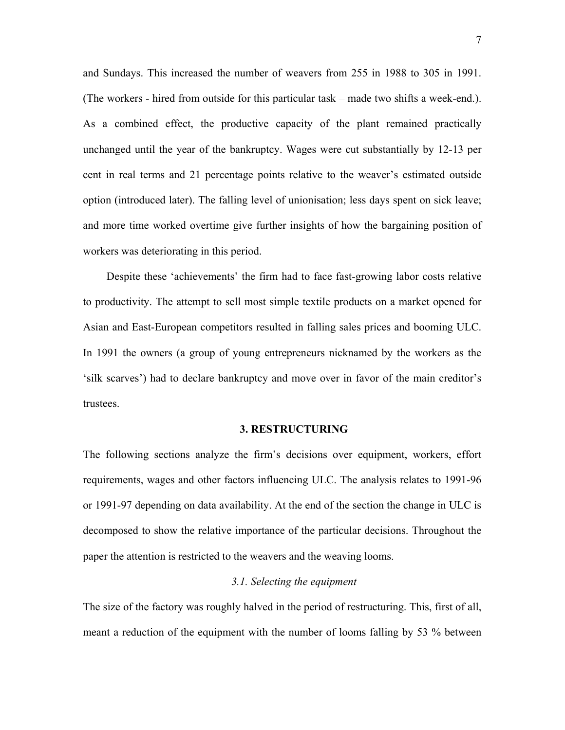and Sundays. This increased the number of weavers from 255 in 1988 to 305 in 1991. (The workers - hired from outside for this particular task – made two shifts a week-end.). As a combined effect, the productive capacity of the plant remained practically unchanged until the year of the bankruptcy. Wages were cut substantially by 12-13 per cent in real terms and 21 percentage points relative to the weaver's estimated outside option (introduced later). The falling level of unionisation; less days spent on sick leave; and more time worked overtime give further insights of how the bargaining position of workers was deteriorating in this period.

Despite these 'achievements' the firm had to face fast-growing labor costs relative to productivity. The attempt to sell most simple textile products on a market opened for Asian and East-European competitors resulted in falling sales prices and booming ULC. In 1991 the owners (a group of young entrepreneurs nicknamed by the workers as the 'silk scarves') had to declare bankruptcy and move over in favor of the main creditor's trustees.

## 3. RESTRUCTURING

The following sections analyze the firm's decisions over equipment, workers, effort requirements, wages and other factors influencing ULC. The analysis relates to 1991-96 or 1991-97 depending on data availability. At the end of the section the change in ULC is decomposed to show the relative importance of the particular decisions. Throughout the paper the attention is restricted to the weavers and the weaving looms.

### *3.1. Selecting the equipment*

The size of the factory was roughly halved in the period of restructuring. This, first of all, meant a reduction of the equipment with the number of looms falling by 53 % between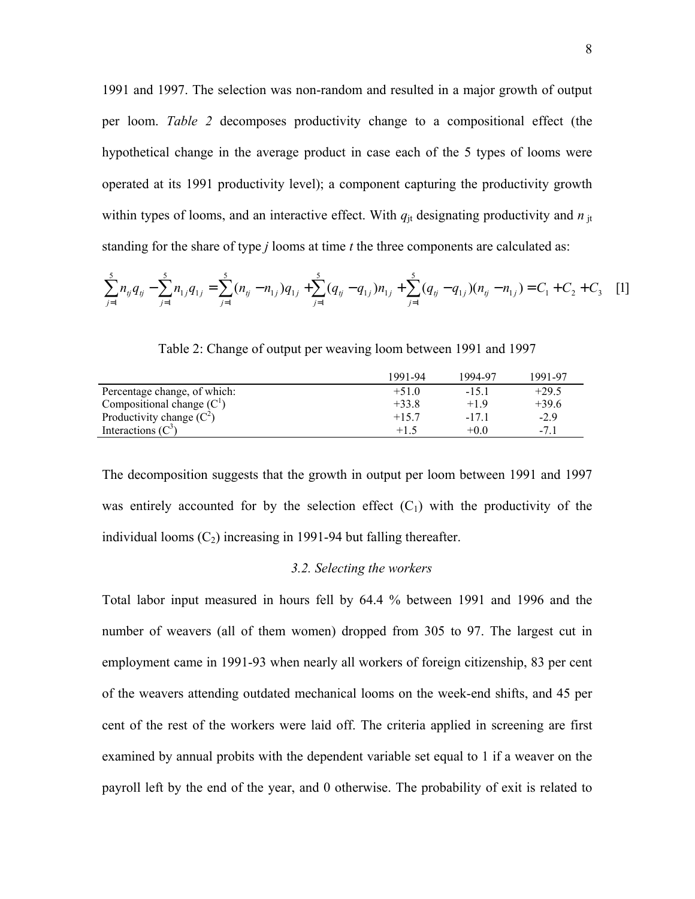1991 and 1997. The selection was non-random and resulted in a major growth of output per loom. *Table 2* decomposes productivity change to a compositional effect (the hypothetical change in the average product in case each of the 5 types of looms were operated at its 1991 productivity level); a component capturing the productivity growth within types of looms, and an interactive effect. With $q_{jt}$ designating productivity and $n_{jt}$ standing for the share of type *j* looms at time *t* the three components are calculated as:

$$\sum_{j=1}^{5} n_{tj} q_{tj} - \sum_{j=1}^{5} n_{1j} q_{1j} = \sum_{j=1}^{5} (n_{tj} - n_{1j}) q_{1j} + \sum_{j=1}^{5} (q_{tj} - q_{1j}) n_{1j} + \sum_{j=1}^{5} (q_{tj} - q_{1j})(n_{tj} - n_{1j}) = C_1 + C_2 + C_3 \quad [1]$$

Table 2: Change of output per weaving loom between 1991 and 1997

| | 1991-94 | 1994-97 | 1991-97 |
|---|---|---|---|
| Percentage change, of which: | +51.0 | -15.1 | +29.5 |
| Compositional change ($C^1$) | +33.8 | +1.9 | +39.6 |
| Productivity change ($C^2$) | +15.7 | -17.1 | -2.9 |
| Interactions ($C^3$) | +1.5 | +0.0 | -7.1 |

The decomposition suggests that the growth in output per loom between 1991 and 1997 was entirely accounted for by the selection effect ($C_1$) with the productivity of the individual looms ($C_2$) increasing in 1991-94 but falling thereafter.

### *3.2. Selecting the workers*

Total labor input measured in hours fell by 64.4 % between 1991 and 1996 and the number of weavers (all of them women) dropped from 305 to 97. The largest cut in employment came in 1991-93 when nearly all workers of foreign citizenship, 83 per cent of the weavers attending outdated mechanical looms on the week-end shifts, and 45 per cent of the rest of the workers were laid off. The criteria applied in screening are first examined by annual probits with the dependent variable set equal to 1 if a weaver on the payroll left by the end of the year, and 0 otherwise. The probability of exit is related to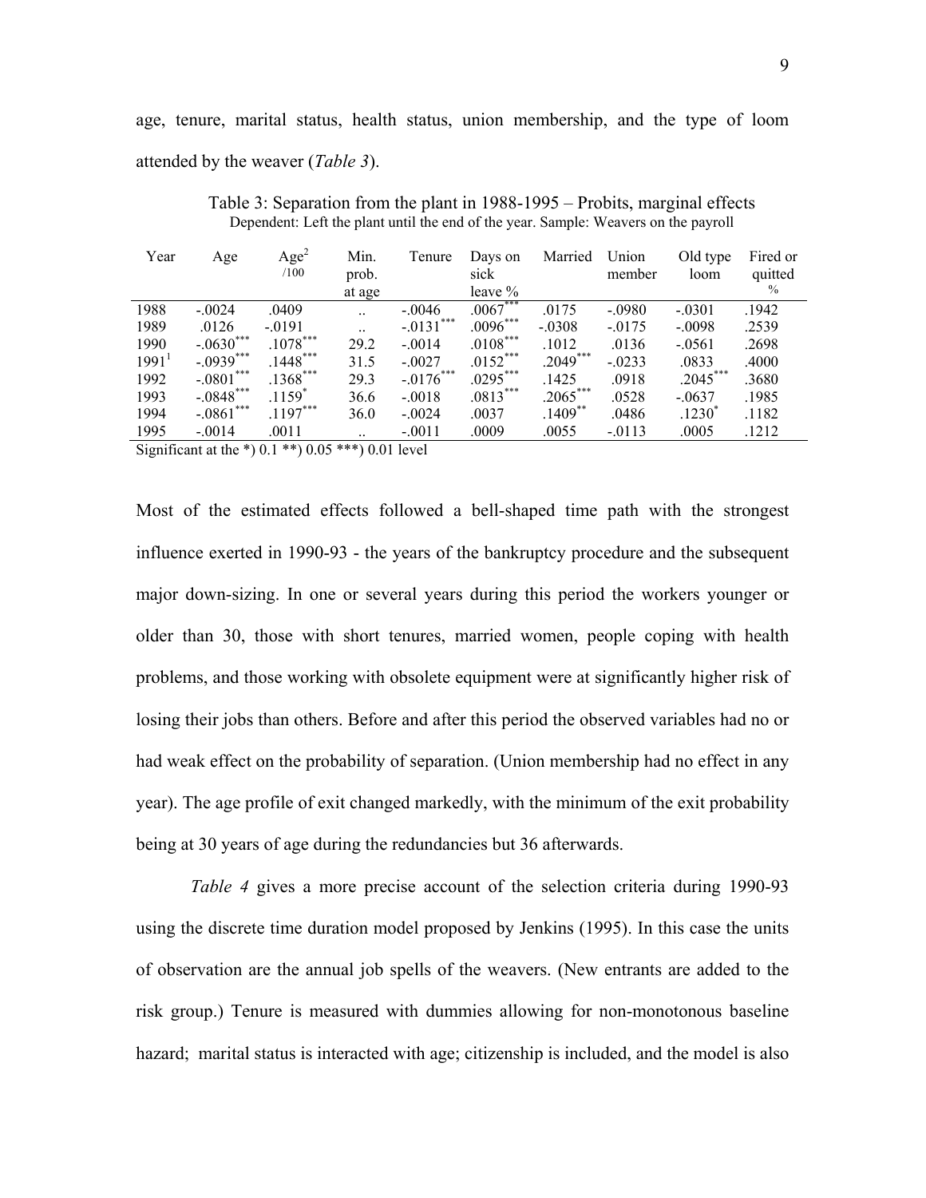age, tenure, marital status, health status, union membership, and the type of loom attended by the weaver (*Table 3*).

Table 3: Separation from the plant in 1988-1995 – Probits, marginal effects
Dependent: Left the plant until the end of the year. Sample: Weavers on the payroll

| Year | Age | $Age^2$ /100 | Min. prob. at age | Tenure | Days on sick leave % | Married | Union member | Old type loom | Fired or quitted % |
|---|---|---|---|---|---|---|---|---|---|
| 1988 | -.0024 | .0409 | .. | -.0046 | .0067*** | .0175 | -.0980 | -.0301 | .1942 |
| 1989 | .0126 | -.0191 | .. | -.0131*** | .0096*** | -.0308 | -.0175 | -.0098 | .2539 |
| 1990 | -.0630*** | .1078*** | 29.2 | -.0014 | .0108*** | .1012 | .0136 | -.0561 | .2698 |
| 1991[1] | -.0939*** | .1448*** | 31.5 | -.0027 | .0152*** | .2049*** | -.0233 | .0833 | .4000 |
| 1992 | -.0801*** | .1368*** | 29.3 | -.0176*** | .0295*** | .1425 | .0918 | .2045*** | .3680 |
| 1993 | -.0848*** | .1159* | 36.6 | -.0018 | .0813*** | .2065*** | .0528 | -.0637 | .1985 |
| 1994 | -.0861*** | .1197*** | 36.0 | -.0024 | .0037 | .1409** | .0486 | .1230* | .1182 |
| 1995 | -.0014 | .0011 | .. | -.0011 | .0009 | .0055 | -.0113 | .0005 | .1212 |

Significant at the *) 0.1 **) 0.05 ***) 0.01 level

Most of the estimated effects followed a bell-shaped time path with the strongest influence exerted in 1990-93 - the years of the bankruptcy procedure and the subsequent major down-sizing. In one or several years during this period the workers younger or older than 30, those with short tenures, married women, people coping with health problems, and those working with obsolete equipment were at significantly higher risk of losing their jobs than others. Before and after this period the observed variables had no or had weak effect on the probability of separation. (Union membership had no effect in any year). The age profile of exit changed markedly, with the minimum of the exit probability being at 30 years of age during the redundancies but 36 afterwards.

*Table 4* gives a more precise account of the selection criteria during 1990-93 using the discrete time duration model proposed by Jenkins (1995). In this case the units of observation are the annual job spells of the weavers. (New entrants are added to the risk group.) Tenure is measured with dummies allowing for non-monotonous baseline hazard; marital status is interacted with age; citizenship is included, and the model is also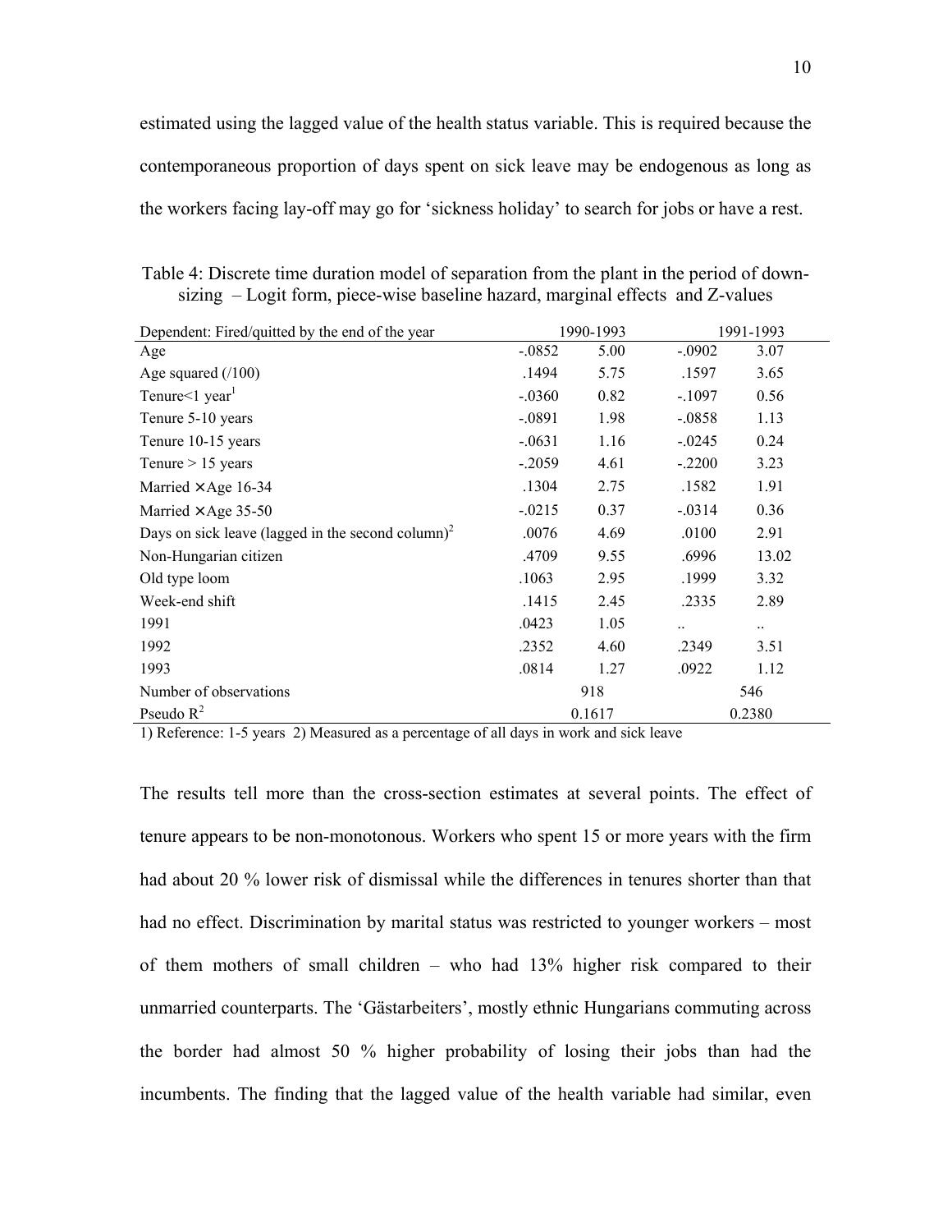estimated using the lagged value of the health status variable. This is required because the contemporaneous proportion of days spent on sick leave may be endogenous as long as the workers facing lay-off may go for 'sickness holiday' to search for jobs or have a rest.

Table 4: Discrete time duration model of separation from the plant in the period of down-sizing – Logit form, piece-wise baseline hazard, marginal effects and Z-values

| Dependent: Fired/quitted by the end of the year | 1990-1993 | | 1991-1993 | |
|---|---|---|---|---|
| Age | -.0852 | 5.00 | -.0902 | 3.07 |
| Age squared (/100) | .1494 | 5.75 | .1597 | 3.65 |
| Tenure<1 year[1] | -.0360 | 0.82 | -.1097 | 0.56 |
| Tenure 5-10 years | -.0891 | 1.98 | -.0858 | 1.13 |
| Tenure 10-15 years | -.0631 | 1.16 | -.0245 | 0.24 |
| Tenure > 15 years | -.2059 | 4.61 | -.2200 | 3.23 |
| Married × Age 16-34 | .1304 | 2.75 | .1582 | 1.91 |
| Married × Age 35-50 | -.0215 | 0.37 | -.0314 | 0.36 |
| Days on sick leave (lagged in the second column)[2] | .0076 | 4.69 | .0100 | 2.91 |
| Non-Hungarian citizen | .4709 | 9.55 | .6996 | 13.02 |
| Old type loom | .1063 | 2.95 | .1999 | 3.32 |
| Week-end shift | .1415 | 2.45 | .2335 | 2.89 |
| 1991 | .0423 | 1.05 | .. | .. |
| 1992 | .2352 | 4.60 | .2349 | 3.51 |
| 1993 | .0814 | 1.27 | .0922 | 1.12 |
| Number of observations | 918 | | 546 | |
| Pseudo $R^2$ | 0.1617 | | 0.2380 | |

1) Reference: 1-5 years 2) Measured as a percentage of all days in work and sick leave

The results tell more than the cross-section estimates at several points. The effect of tenure appears to be non-monotonous. Workers who spent 15 or more years with the firm had about 20 % lower risk of dismissal while the differences in tenures shorter than that had no effect. Discrimination by marital status was restricted to younger workers – most of them mothers of small children – who had 13% higher risk compared to their unmarried counterparts. The 'Gästarbeiters', mostly ethnic Hungarians commuting across the border had almost 50 % higher probability of losing their jobs than had the incumbents. The finding that the lagged value of the health variable had similar, even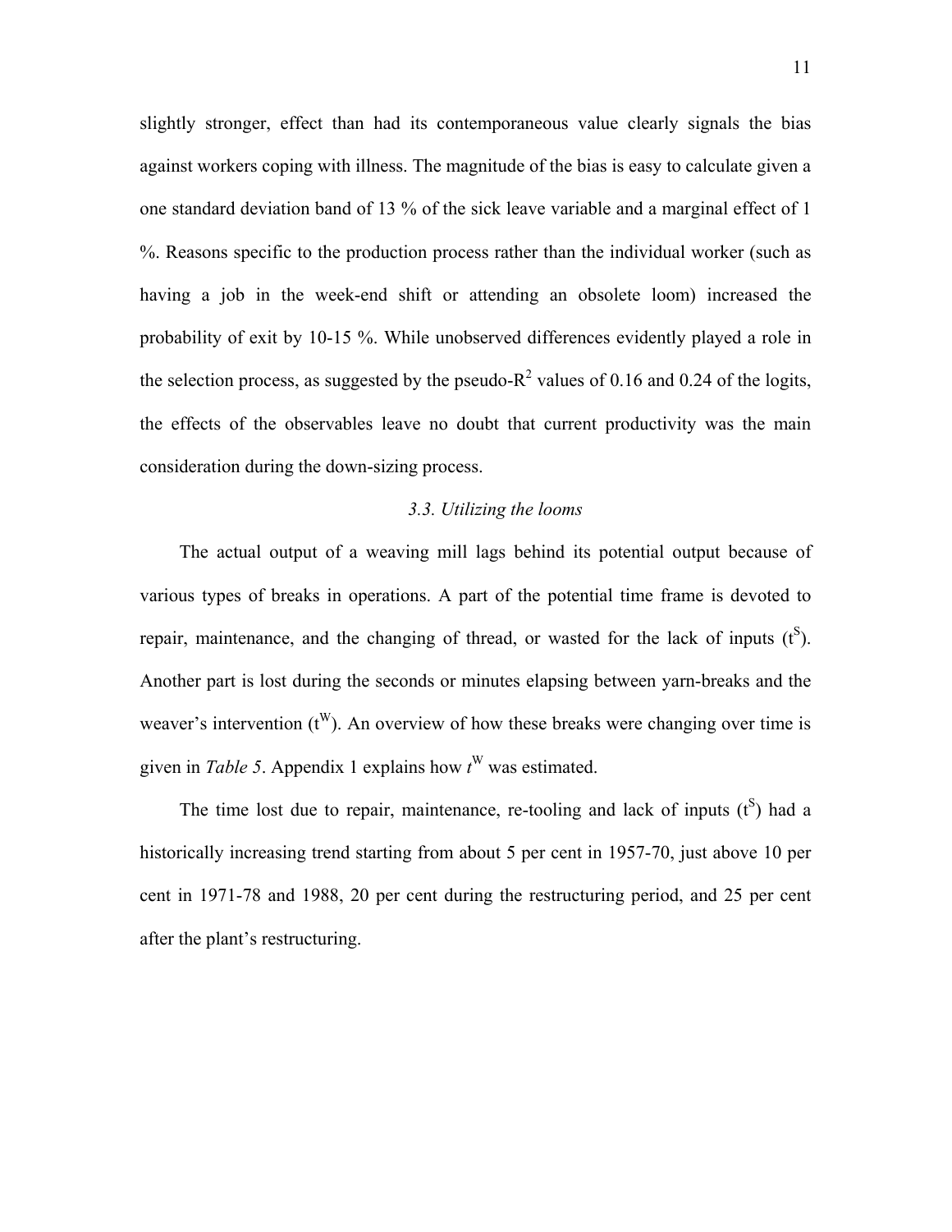slightly stronger, effect than had its contemporaneous value clearly signals the bias against workers coping with illness. The magnitude of the bias is easy to calculate given a one standard deviation band of 13 % of the sick leave variable and a marginal effect of 1 %. Reasons specific to the production process rather than the individual worker (such as having a job in the week-end shift or attending an obsolete loom) increased the probability of exit by 10-15 %. While unobserved differences evidently played a role in the selection process, as suggested by the pseudo-$R^2$ values of 0.16 and 0.24 of the logits, the effects of the observables leave no doubt that current productivity was the main consideration during the down-sizing process.

### *3.3. Utilizing the looms*

The actual output of a weaving mill lags behind its potential output because of various types of breaks in operations. A part of the potential time frame is devoted to repair, maintenance, and the changing of thread, or wasted for the lack of inputs ($t^S$). Another part is lost during the seconds or minutes elapsing between yarn-breaks and the weaver's intervention ($t^W$). An overview of how these breaks were changing over time is given in *Table 5*. Appendix 1 explains how $t^W$ was estimated.

The time lost due to repair, maintenance, re-tooling and lack of inputs ($t^S$) had a historically increasing trend starting from about 5 per cent in 1957-70, just above 10 per cent in 1971-78 and 1988, 20 per cent during the restructuring period, and 25 per cent after the plant's restructuring.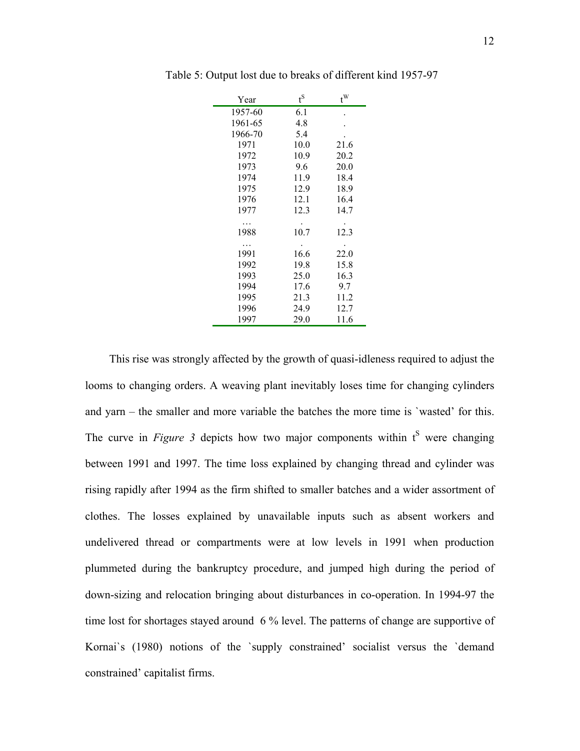Table 5: Output lost due to breaks of different kind 1957-97

| Year | $t^S$ | $t^W$ |
|---|---|---|
| 1957-60 | 6.1 | . |
| 1961-65 | 4.8 | . |
| 1966-70 | 5.4 | . |
| 1971 | 10.0 | 21.6 |
| 1972 | 10.9 | 20.2 |
| 1973 | 9.6 | 20.0 |
| 1974 | 11.9 | 18.4 |
| 1975 | 12.9 | 18.9 |
| 1976 | 12.1 | 16.4 |
| 1977 | 12.3 | 14.7 |
| … | . | . |
| 1988 | 10.7 | 12.3 |
| … | . | . |
| 1991 | 16.6 | 22.0 |
| 1992 | 19.8 | 15.8 |
| 1993 | 25.0 | 16.3 |
| 1994 | 17.6 | 9.7 |
| 1995 | 21.3 | 11.2 |
| 1996 | 24.9 | 12.7 |
| 1997 | 29.0 | 11.6 |

This rise was strongly affected by the growth of quasi-idleness required to adjust the looms to changing orders. A weaving plant inevitably loses time for changing cylinders and yarn – the smaller and more variable the batches the more time is `wasted' for this. The curve in *Figure 3* depicts how two major components within $t^S$ were changing between 1991 and 1997. The time loss explained by changing thread and cylinder was rising rapidly after 1994 as the firm shifted to smaller batches and a wider assortment of clothes. The losses explained by unavailable inputs such as absent workers and undelivered thread or compartments were at low levels in 1991 when production plummeted during the bankruptcy procedure, and jumped high during the period of down-sizing and relocation bringing about disturbances in co-operation. In 1994-97 the time lost for shortages stayed around 6 % level. The patterns of change are supportive of Kornai`s (1980) notions of the `supply constrained' socialist versus the `demand constrained' capitalist firms.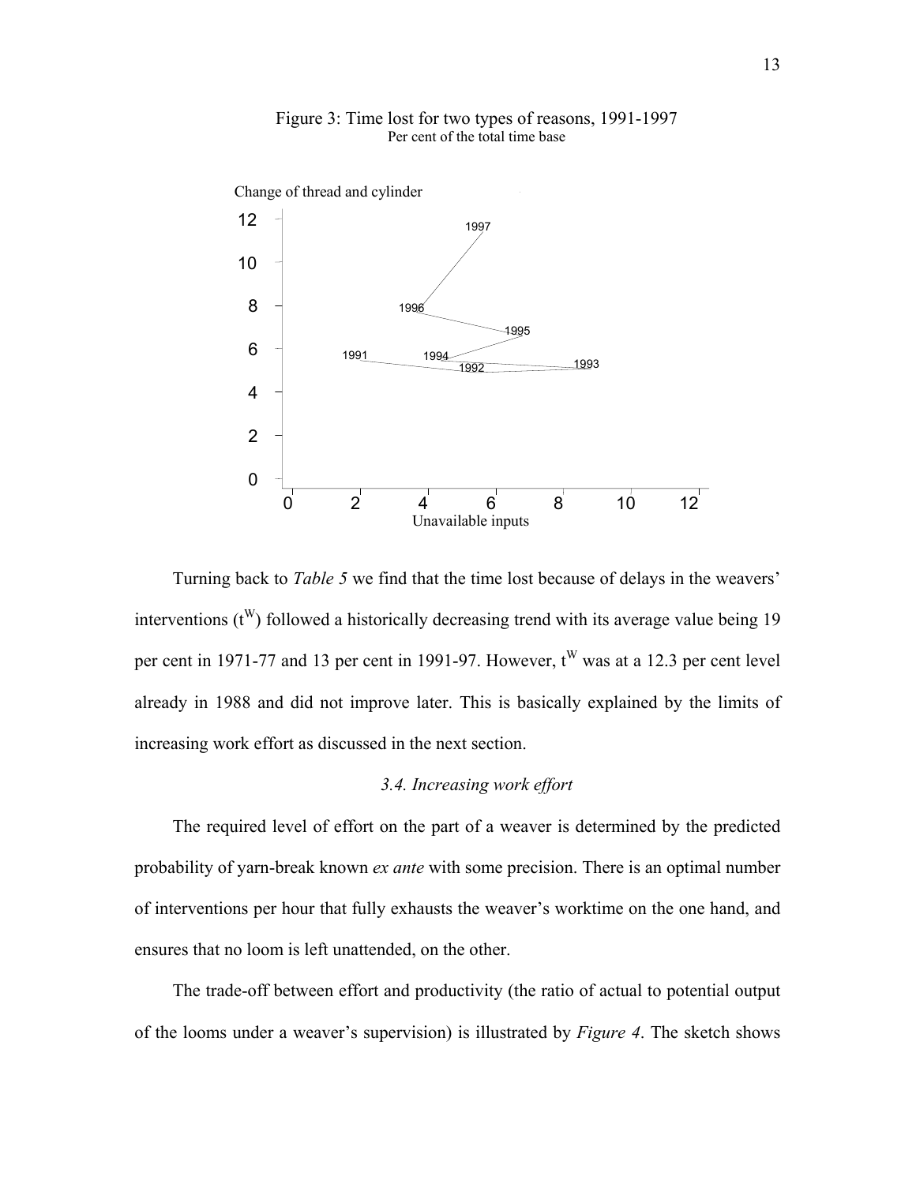Figure 3: Time lost for two types of reasons, 1991-1997

Per cent of the total time base

Turning back to *Table 5* we find that the time lost because of delays in the weavers' interventions ($t^W$) followed a historically decreasing trend with its average value being 19 per cent in 1971-77 and 13 per cent in 1991-97. However, $t^W$ was at a 12.3 per cent level already in 1988 and did not improve later. This is basically explained by the limits of increasing work effort as discussed in the next section.

### *3.4. Increasing work effort*

The required level of effort on the part of a weaver is determined by the predicted probability of yarn-break known *ex ante* with some precision. There is an optimal number of interventions per hour that fully exhausts the weaver's worktime on the one hand, and ensures that no loom is left unattended, on the other.

The trade-off between effort and productivity (the ratio of actual to potential output of the looms under a weaver's supervision) is illustrated by *Figure 4*. The sketch shows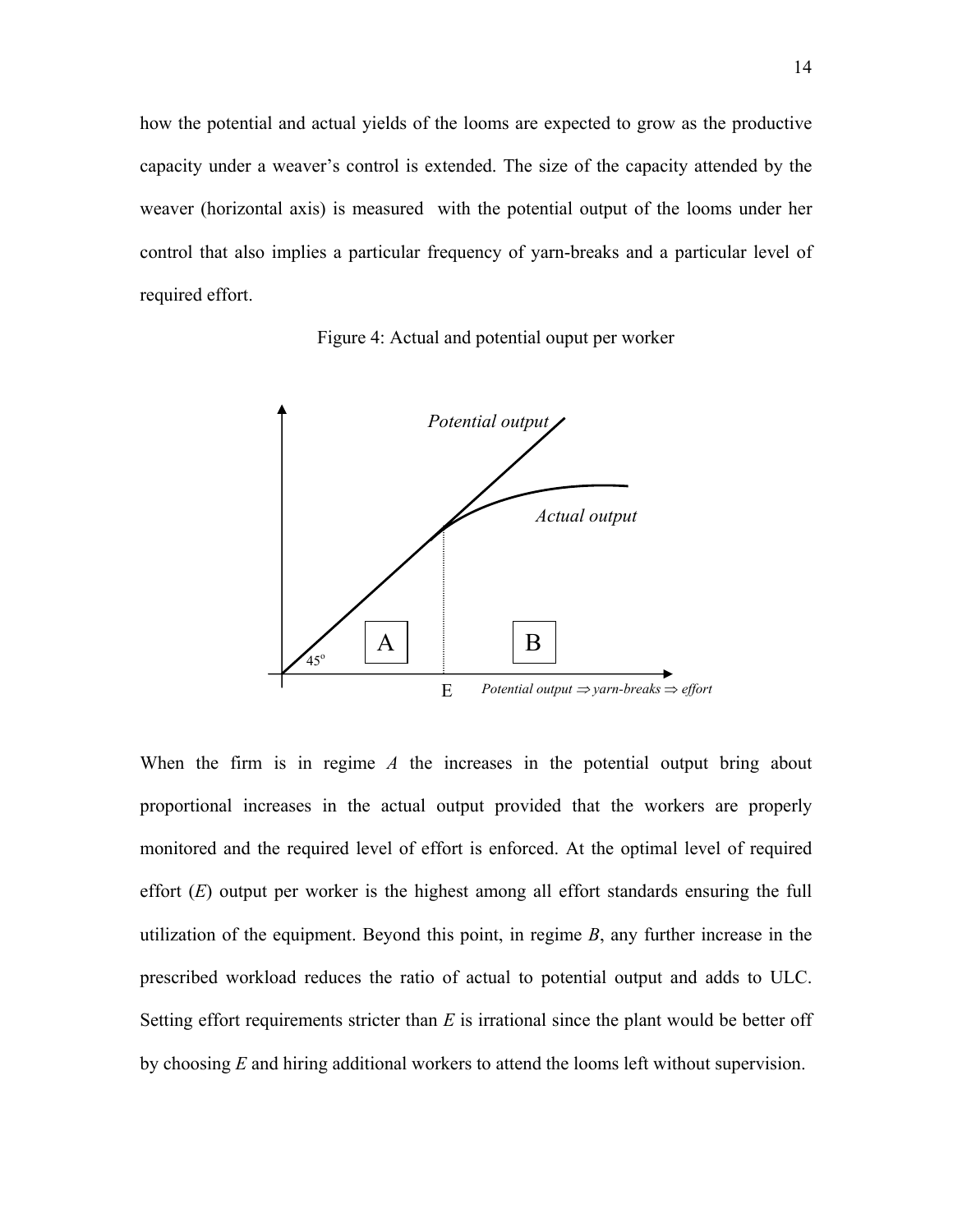how the potential and actual yields of the looms are expected to grow as the productive capacity under a weaver's control is extended. The size of the capacity attended by the weaver (horizontal axis) is measured with the potential output of the looms under her control that also implies a particular frequency of yarn-breaks and a particular level of required effort.

Figure 4: Actual and potential ouput per worker

When the firm is in regime *A* the increases in the potential output bring about proportional increases in the actual output provided that the workers are properly monitored and the required level of effort is enforced. At the optimal level of required effort (*E*) output per worker is the highest among all effort standards ensuring the full utilization of the equipment. Beyond this point, in regime *B*, any further increase in the prescribed workload reduces the ratio of actual to potential output and adds to ULC. Setting effort requirements stricter than *E* is irrational since the plant would be better off by choosing *E* and hiring additional workers to attend the looms left without supervision.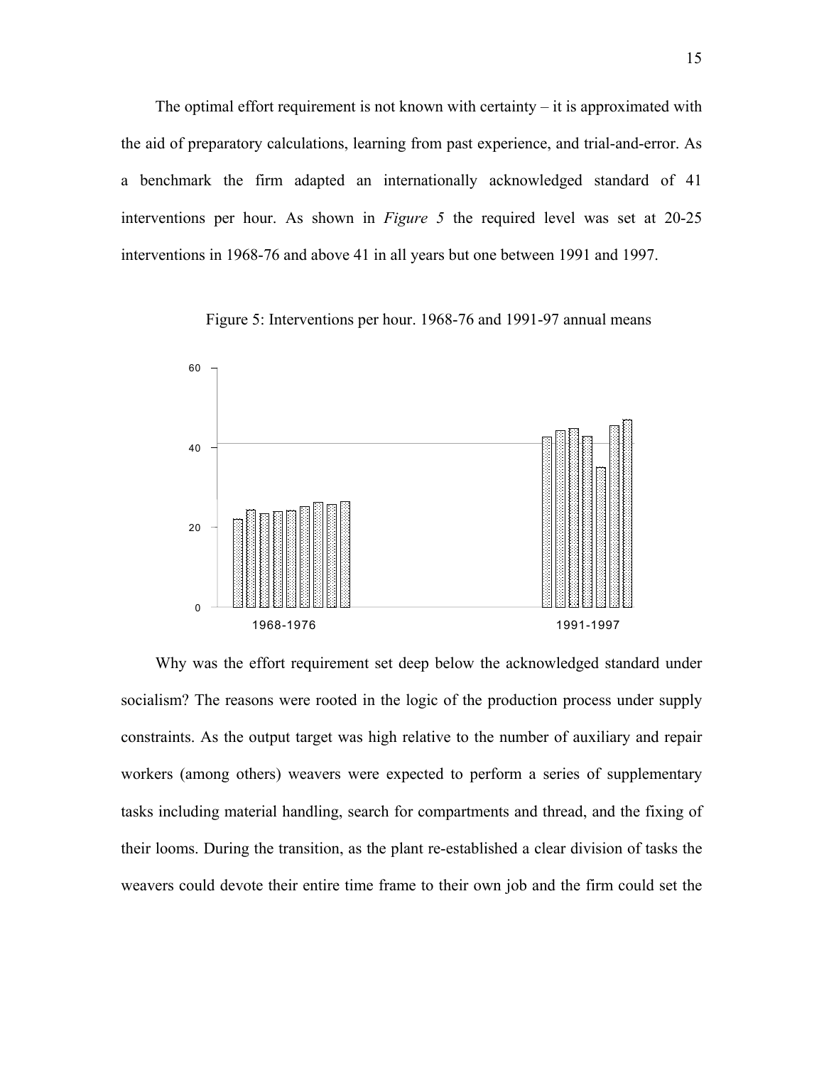The optimal effort requirement is not known with certainty – it is approximated with the aid of preparatory calculations, learning from past experience, and trial-and-error. As a benchmark the firm adapted an internationally acknowledged standard of 41 interventions per hour. As shown in *Figure 5* the required level was set at 20-25 interventions in 1968-76 and above 41 in all years but one between 1991 and 1997.

Figure 5: Interventions per hour. 1968-76 and 1991-97 annual means

Why was the effort requirement set deep below the acknowledged standard under socialism? The reasons were rooted in the logic of the production process under supply constraints. As the output target was high relative to the number of auxiliary and repair workers (among others) weavers were expected to perform a series of supplementary tasks including material handling, search for compartments and thread, and the fixing of their looms. During the transition, as the plant re-established a clear division of tasks the weavers could devote their entire time frame to their own job and the firm could set the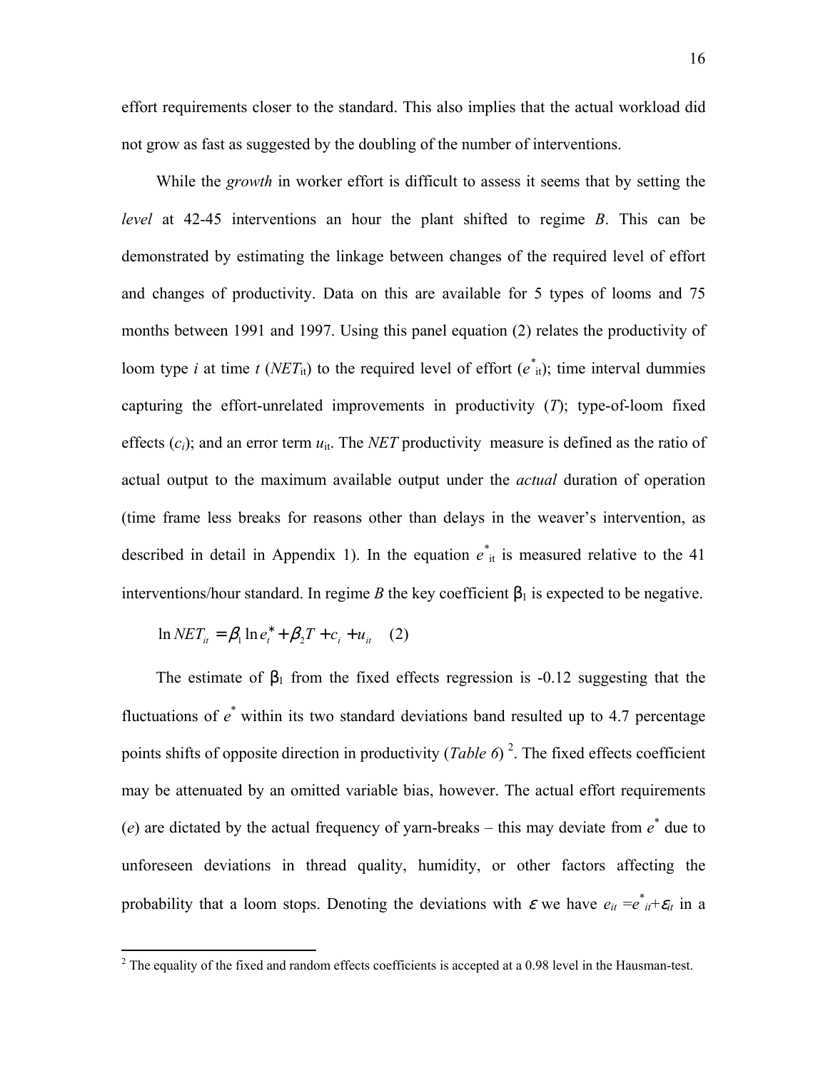effort requirements closer to the standard. This also implies that the actual workload did not grow as fast as suggested by the doubling of the number of interventions.

While the *growth* in worker effort is difficult to assess it seems that by setting the *level* at 42-45 interventions an hour the plant shifted to regime *B*. This can be demonstrated by estimating the linkage between changes of the required level of effort and changes of productivity. Data on this are available for 5 types of looms and 75 months between 1991 and 1997. Using this panel equation (2) relates the productivity of loom type *i* at time *t* ($NET_{it}$) to the required level of effort ($e^*_{it}$); time interval dummies capturing the effort-unrelated improvements in productivity ($T$); type-of-loom fixed effects ($c_i$); and an error term $u_{it}$. The *NET* productivity measure is defined as the ratio of actual output to the maximum available output under the *actual* duration of operation (time frame less breaks for reasons other than delays in the weaver's intervention, as described in detail in Appendix 1). In the equation $e^*_{it}$ is measured relative to the 41 interventions/hour standard. In regime *B* the key coefficient $\beta_1$ is expected to be negative.

$$\ln NET_{it} = \beta_1 \ln e^*_t + \beta_2 T + c_i + u_{it} \quad (2)$$

The estimate of $\beta_1$ from the fixed effects regression is -0.12 suggesting that the fluctuations of $e^*$ within its two standard deviations band resulted up to 4.7 percentage points shifts of opposite direction in productivity (*Table 6*) [2]. The fixed effects coefficient may be attenuated by an omitted variable bias, however. The actual effort requirements ($e$) are dictated by the actual frequency of yarn-breaks – this may deviate from $e^*$ due to unforeseen deviations in thread quality, humidity, or other factors affecting the probability that a loom stops. Denoting the deviations with $\varepsilon$ we have $e_{it} = e^*_{it} + \varepsilon_{it}$ in a

[2] The equality of the fixed and random effects coefficients is accepted at a 0.98 level in the Hausman-test.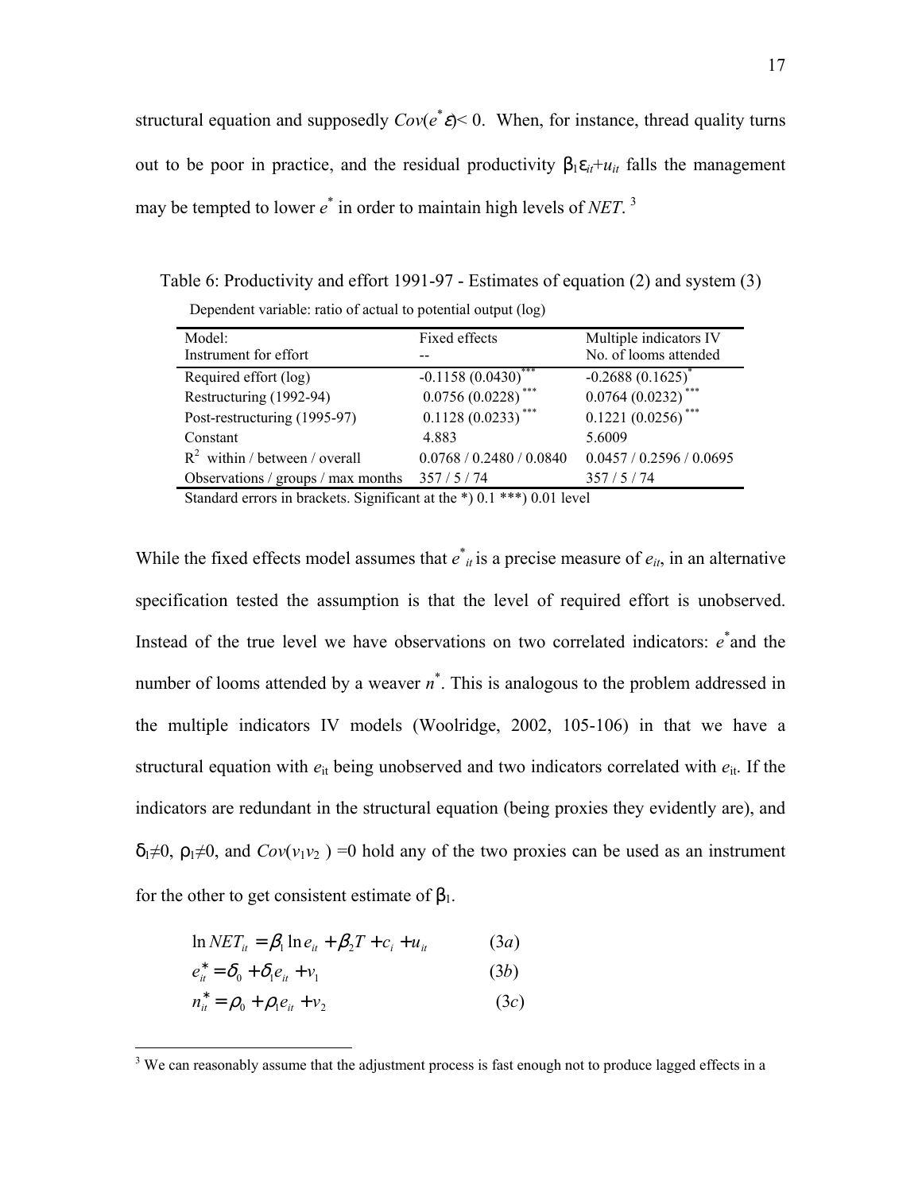structural equation and supposedly $Cov(e^{*}\varepsilon)< 0$. When, for instance, thread quality turns out to be poor in practice, and the residual productivity $\beta_1\varepsilon_{it}+u_{it}$ falls the management may be tempted to lower $e^{*}$ in order to maintain high levels of *NET*. [3]

Table 6: Productivity and effort 1991-97 - Estimates of equation (2) and system (3)

Dependent variable: ratio of actual to potential output (log)

| Model:<br>Instrument for effort | Fixed effects<br>-- | Multiple indicators IV<br>No. of looms attended |
|---|---|---|
| Required effort (log) | -0.1158 (0.0430)*** | -0.2688 (0.1625)* |
| Restructuring (1992-94) | 0.0756 (0.0228)*** | 0.0764 (0.0232)*** |
| Post-restructuring (1995-97) | 0.1128 (0.0233)*** | 0.1221 (0.0256)*** |
| Constant | 4.883 | 5.6009 |
| $R^2$ within / between / overall | 0.0768 / 0.2480 / 0.0840 | 0.0457 / 0.2596 / 0.0695 |
| Observations / groups / max months | 357 / 5 / 74 | 357 / 5 / 74 |

Standard errors in brackets. Significant at the *) 0.1 ***) 0.01 level

While the fixed effects model assumes that $e^{*}_{it}$ is a precise measure of $e_{it}$, in an alternative specification tested the assumption is that the level of required effort is unobserved. Instead of the true level we have observations on two correlated indicators: $e^{*}$ and the number of looms attended by a weaver $n^{*}$. This is analogous to the problem addressed in the multiple indicators IV models (Woolridge, 2002, 105-106) in that we have a structural equation with $e_{it}$ being unobserved and two indicators correlated with $e_{it}$. If the indicators are redundant in the structural equation (being proxies they evidently are), and $\delta_1\neq 0$, $\rho_1\neq 0$, and $Cov(v_1 v_2) = 0$ hold any of the two proxies can be used as an instrument for the other to get consistent estimate of $\beta_1$.

$$\ln NET_{it} = \beta_1 \ln e_{it} + \beta_2 T + c_i + u_{it} \qquad (3a)$$

$$e^{*}_{it} = \delta_0 + \delta_1 e_{it} + v_1 \qquad (3b)$$

$$n^{*}_{it} = \rho_0 + \rho_1 e_{it} + v_2 \qquad (3c)$$

[3] We can reasonably assume that the adjustment process is fast enough not to produce lagged effects in a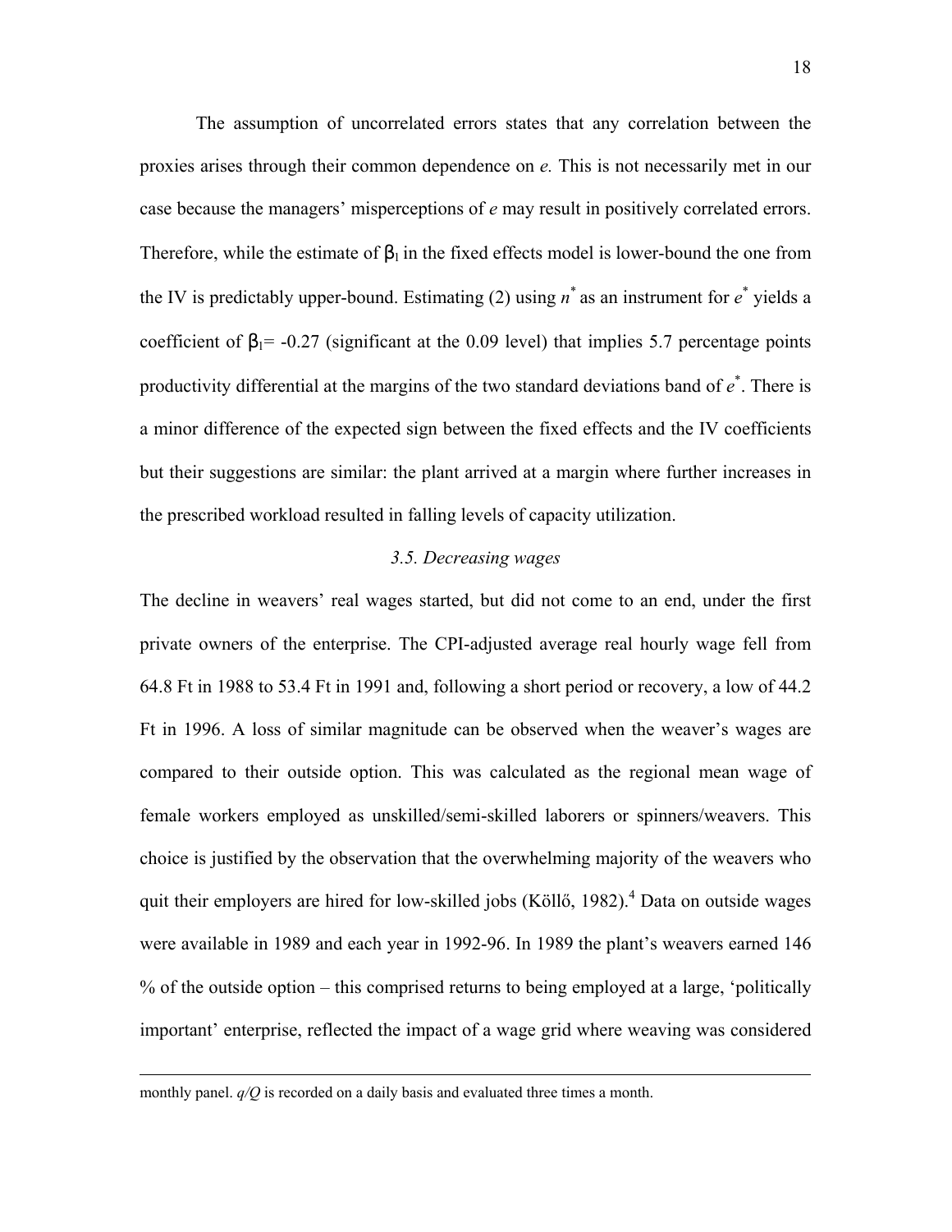The assumption of uncorrelated errors states that any correlation between the proxies arises through their common dependence on *e.* This is not necessarily met in our case because the managers' misperceptions of *e* may result in positively correlated errors. Therefore, while the estimate of $\beta_1$ in the fixed effects model is lower-bound the one from the IV is predictably upper-bound. Estimating (2) using $n^*$ as an instrument for $e^*$ yields a coefficient of $\beta_1 = -0.27$ (significant at the 0.09 level) that implies 5.7 percentage points productivity differential at the margins of the two standard deviations band of $e^*$. There is a minor difference of the expected sign between the fixed effects and the IV coefficients but their suggestions are similar: the plant arrived at a margin where further increases in the prescribed workload resulted in falling levels of capacity utilization.

### *3.5. Decreasing wages*

The decline in weavers' real wages started, but did not come to an end, under the first private owners of the enterprise. The CPI-adjusted average real hourly wage fell from 64.8 Ft in 1988 to 53.4 Ft in 1991 and, following a short period or recovery, a low of 44.2 Ft in 1996. A loss of similar magnitude can be observed when the weaver's wages are compared to their outside option. This was calculated as the regional mean wage of female workers employed as unskilled/semi-skilled laborers or spinners/weavers. This choice is justified by the observation that the overwhelming majority of the weavers who quit their employers are hired for low-skilled jobs (Köllő, 1982).[4] Data on outside wages were available in 1989 and each year in 1992-96. In 1989 the plant's weavers earned 146 % of the outside option – this comprised returns to being employed at a large, 'politically important' enterprise, reflected the impact of a wage grid where weaving was considered

---

monthly panel. $q/Q$ is recorded on a daily basis and evaluated three times a month.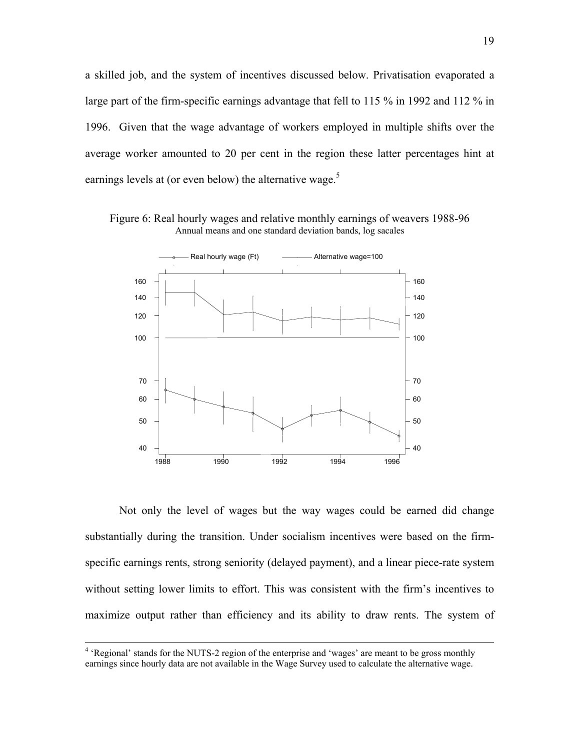a skilled job, and the system of incentives discussed below. Privatisation evaporated a large part of the firm-specific earnings advantage that fell to 115 % in 1992 and 112 % in 1996. Given that the wage advantage of workers employed in multiple shifts over the average worker amounted to 20 per cent in the region these latter percentages hint at earnings levels at (or even below) the alternative wage.[5]

Figure 6: Real hourly wages and relative monthly earnings of weavers 1988-96
Annual means and one standard deviation bands, log sacales

Not only the level of wages but the way wages could be earned did change substantially during the transition. Under socialism incentives were based on the firm-specific earnings rents, strong seniority (delayed payment), and a linear piece-rate system without setting lower limits to effort. This was consistent with the firm's incentives to maximize output rather than efficiency and its ability to draw rents. The system of

---

[4] 'Regional' stands for the NUTS-2 region of the enterprise and 'wages' are meant to be gross monthly earnings since hourly data are not available in the Wage Survey used to calculate the alternative wage.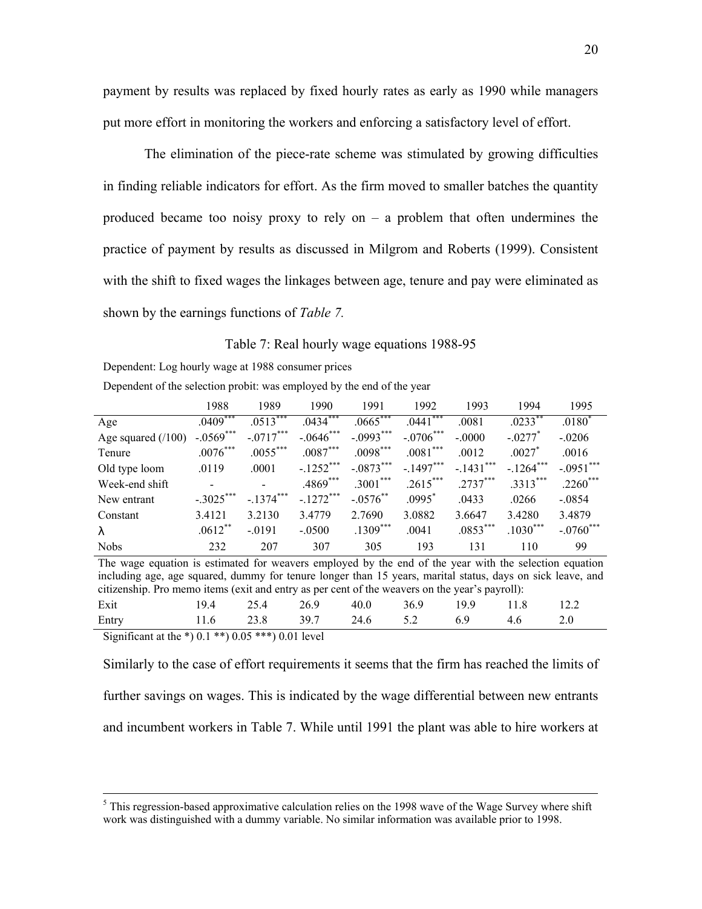payment by results was replaced by fixed hourly rates as early as 1990 while managers put more effort in monitoring the workers and enforcing a satisfactory level of effort.

The elimination of the piece-rate scheme was stimulated by growing difficulties in finding reliable indicators for effort. As the firm moved to smaller batches the quantity produced became too noisy proxy to rely on – a problem that often undermines the practice of payment by results as discussed in Milgrom and Roberts (1999). Consistent with the shift to fixed wages the linkages between age, tenure and pay were eliminated as shown by the earnings functions of *Table 7.*

Table 7: Real hourly wage equations 1988-95

Dependent: Log hourly wage at 1988 consumer prices

Dependent of the selection probit: was employed by the end of the year

| | 1988 | 1989 | 1990 | 1991 | 1992 | 1993 | 1994 | 1995 |
|---|---|---|---|---|---|---|---|---|
| Age | .0409*** | .0513*** | .0434*** | .0665*** | .0441*** | .0081 | .0233** | .0180* |
| Age squared (/100) | -.0569*** | -.0717*** | -.0646*** | -.0993*** | -.0706*** | -.0000 | -.0277* | -.0206 |
| Tenure | .0076*** | .0055*** | .0087*** | .0098*** | .0081*** | .0012 | .0027* | .0016 |
| Old type loom | .0119 | .0001 | -.1252*** | -.0873*** | -.1497*** | -.1431*** | -.1264*** | -.0951*** |
| Week-end shift | - | - | .4869*** | .3001*** | .2615*** | .2737*** | .3313*** | .2260*** |
| New entrant | -.3025*** | -.1374*** | -.1272*** | -.0576** | .0995* | .0433 | .0266 | -.0854 |
| Constant | 3.4121 | 3.2130 | 3.4779 | 2.7690 | 3.0882 | 3.6647 | 3.4280 | 3.4879 |
| $\lambda$ | .0612** | -.0191 | -.0500 | .1309*** | .0041 | .0853*** | .1030*** | -.0760*** |
| Nobs | 232 | 207 | 307 | 305 | 193 | 131 | 110 | 99 |

The wage equation is estimated for weavers employed by the end of the year with the selection equation including age, age squared, dummy for tenure longer than 15 years, marital status, days on sick leave, and citizenship. Pro memo items (exit and entry as per cent of the weavers on the year's payroll):

| | 1988 | 1989 | 1990 | 1991 | 1992 | 1993 | 1994 | 1995 |
|---|---|---|---|---|---|---|---|---|
| Exit | 19.4 | 25.4 | 26.9 | 40.0 | 36.9 | 19.9 | 11.8 | 12.2 |
| Entry | 11.6 | 23.8 | 39.7 | 24.6 | 5.2 | 6.9 | 4.6 | 2.0 |

Significant at the *) 0.1 **) 0.05 ***) 0.01 level

Similarly to the case of effort requirements it seems that the firm has reached the limits of further savings on wages. This is indicated by the wage differential between new entrants and incumbent workers in Table 7. While until 1991 the plant was able to hire workers at

[5] This regression-based approximative calculation relies on the 1998 wave of the Wage Survey where shift work was distinguished with a dummy variable. No similar information was available prior to 1998.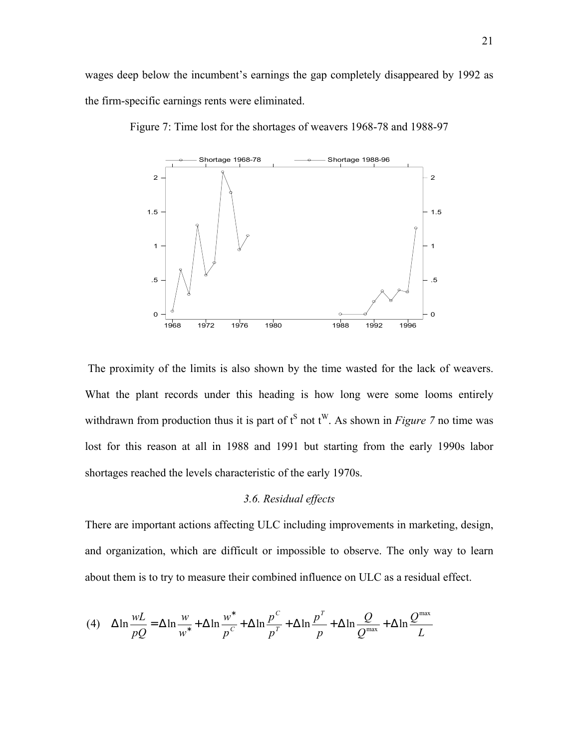wages deep below the incumbent's earnings the gap completely disappeared by 1992 as the firm-specific earnings rents were eliminated.

Figure 7: Time lost for the shortages of weavers 1968-78 and 1988-97

The proximity of the limits is also shown by the time wasted for the lack of weavers. What the plant records under this heading is how long were some looms entirely withdrawn from production thus it is part of $t^S$ not $t^W$. As shown in *Figure 7* no time was lost for this reason at all in 1988 and 1991 but starting from the early 1990s labor shortages reached the levels characteristic of the early 1970s.

### *3.6. Residual effects*

There are important actions affecting ULC including improvements in marketing, design, and organization, which are difficult or impossible to observe. The only way to learn about them is to try to measure their combined influence on ULC as a residual effect.

$$(4) \quad \Delta \ln \frac{wL}{pQ} = \Delta \ln \frac{w}{w^*} + \Delta \ln \frac{w^*}{p^C} + \Delta \ln \frac{p^C}{p^T} + \Delta \ln \frac{p^T}{p} + \Delta \ln \frac{Q}{Q^{\max}} + \Delta \ln \frac{Q^{\max}}{L}$$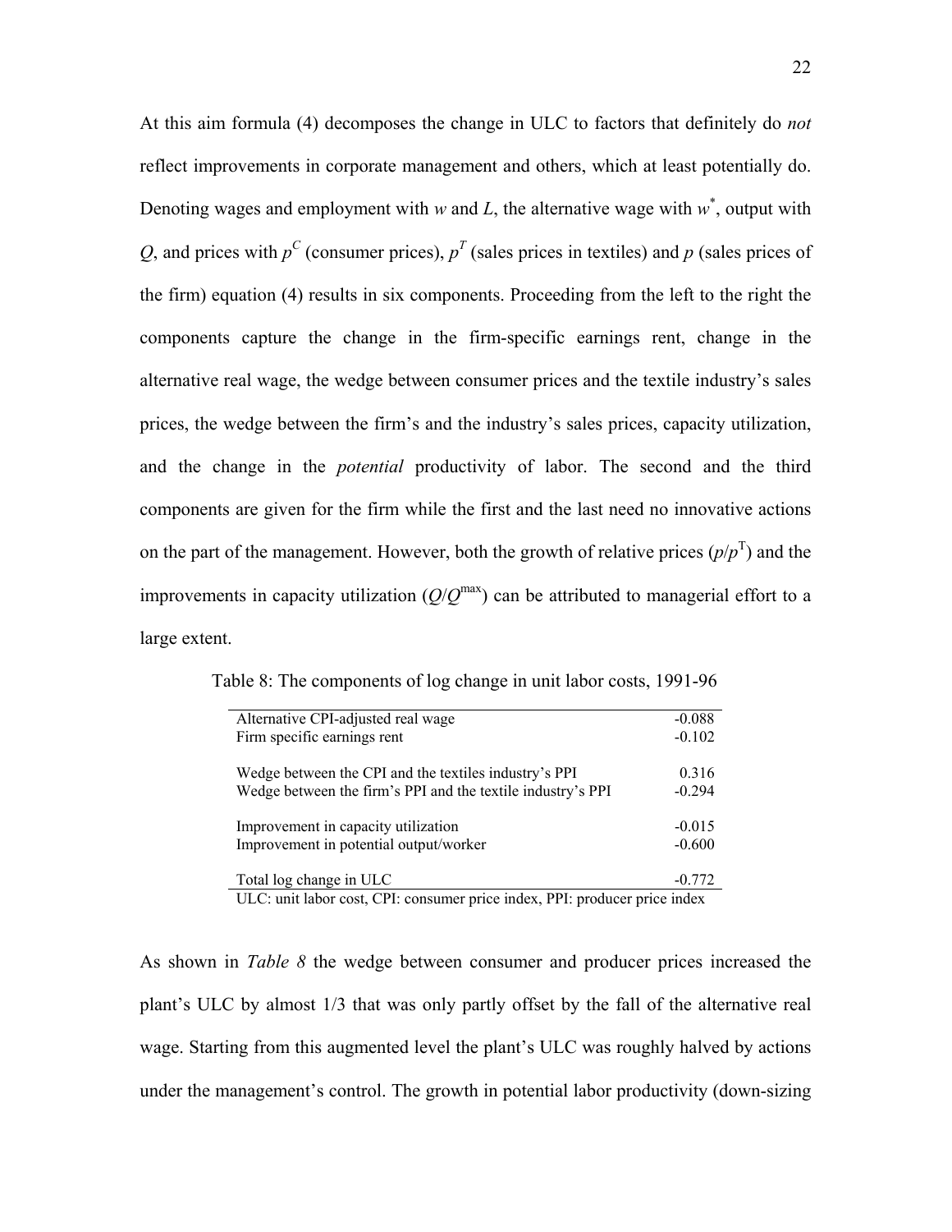At this aim formula (4) decomposes the change in ULC to factors that definitely do *not* reflect improvements in corporate management and others, which at least potentially do. Denoting wages and employment with $w$ and $L$, the alternative wage with $w^*$, output with $Q$, and prices with $p^C$ (consumer prices), $p^T$ (sales prices in textiles) and $p$ (sales prices of the firm) equation (4) results in six components. Proceeding from the left to the right the components capture the change in the firm-specific earnings rent, change in the alternative real wage, the wedge between consumer prices and the textile industry's sales prices, the wedge between the firm's and the industry's sales prices, capacity utilization, and the change in the *potential* productivity of labor. The second and the third components are given for the firm while the first and the last need no innovative actions on the part of the management. However, both the growth of relative prices ($p/p^T$) and the improvements in capacity utilization ($Q/Q^{max}$) can be attributed to managerial effort to a large extent.

Table 8: The components of log change in unit labor costs, 1991-96

| | |
|---|---|
| Alternative CPI-adjusted real wage | -0.088 |
| Firm specific earnings rent | -0.102 |
| | |
| Wedge between the CPI and the textiles industry's PPI | 0.316 |
| Wedge between the firm's PPI and the textile industry's PPI | -0.294 |
| | |
| Improvement in capacity utilization | -0.015 |
| Improvement in potential output/worker | -0.600 |
| | |
| Total log change in ULC | -0.772 |

ULC: unit labor cost, CPI: consumer price index, PPI: producer price index

As shown in *Table 8* the wedge between consumer and producer prices increased the plant's ULC by almost 1/3 that was only partly offset by the fall of the alternative real wage. Starting from this augmented level the plant's ULC was roughly halved by actions under the management's control. The growth in potential labor productivity (down-sizing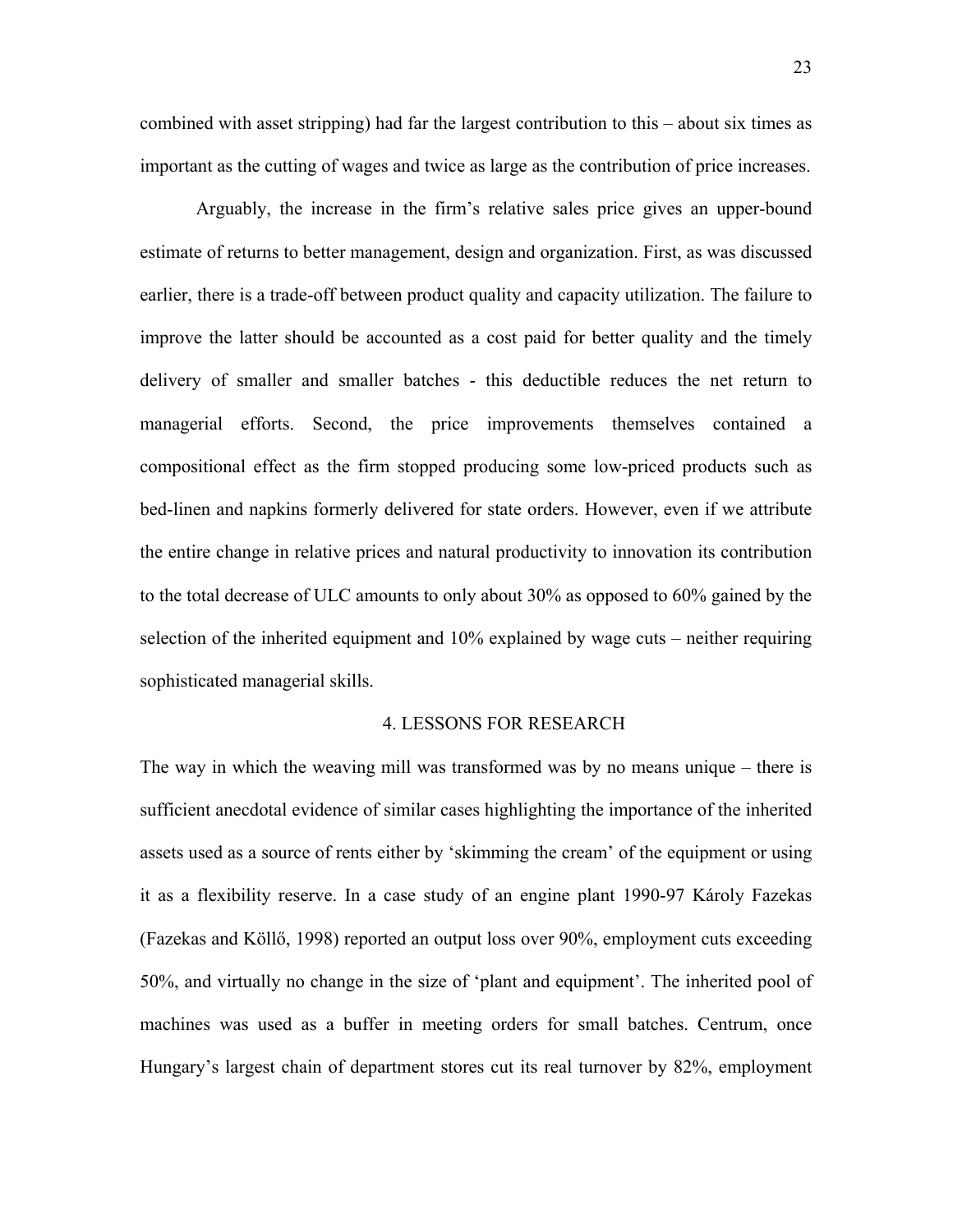combined with asset stripping) had far the largest contribution to this – about six times as important as the cutting of wages and twice as large as the contribution of price increases.

Arguably, the increase in the firm's relative sales price gives an upper-bound estimate of returns to better management, design and organization. First, as was discussed earlier, there is a trade-off between product quality and capacity utilization. The failure to improve the latter should be accounted as a cost paid for better quality and the timely delivery of smaller and smaller batches - this deductible reduces the net return to managerial efforts. Second, the price improvements themselves contained a compositional effect as the firm stopped producing some low-priced products such as bed-linen and napkins formerly delivered for state orders. However, even if we attribute the entire change in relative prices and natural productivity to innovation its contribution to the total decrease of ULC amounts to only about 30% as opposed to 60% gained by the selection of the inherited equipment and 10% explained by wage cuts – neither requiring sophisticated managerial skills.

## 4. LESSONS FOR RESEARCH

The way in which the weaving mill was transformed was by no means unique – there is sufficient anecdotal evidence of similar cases highlighting the importance of the inherited assets used as a source of rents either by 'skimming the cream' of the equipment or using it as a flexibility reserve. In a case study of an engine plant 1990-97 Károly Fazekas (Fazekas and Köllő, 1998) reported an output loss over 90%, employment cuts exceeding 50%, and virtually no change in the size of 'plant and equipment'. The inherited pool of machines was used as a buffer in meeting orders for small batches. Centrum, once Hungary's largest chain of department stores cut its real turnover by 82%, employment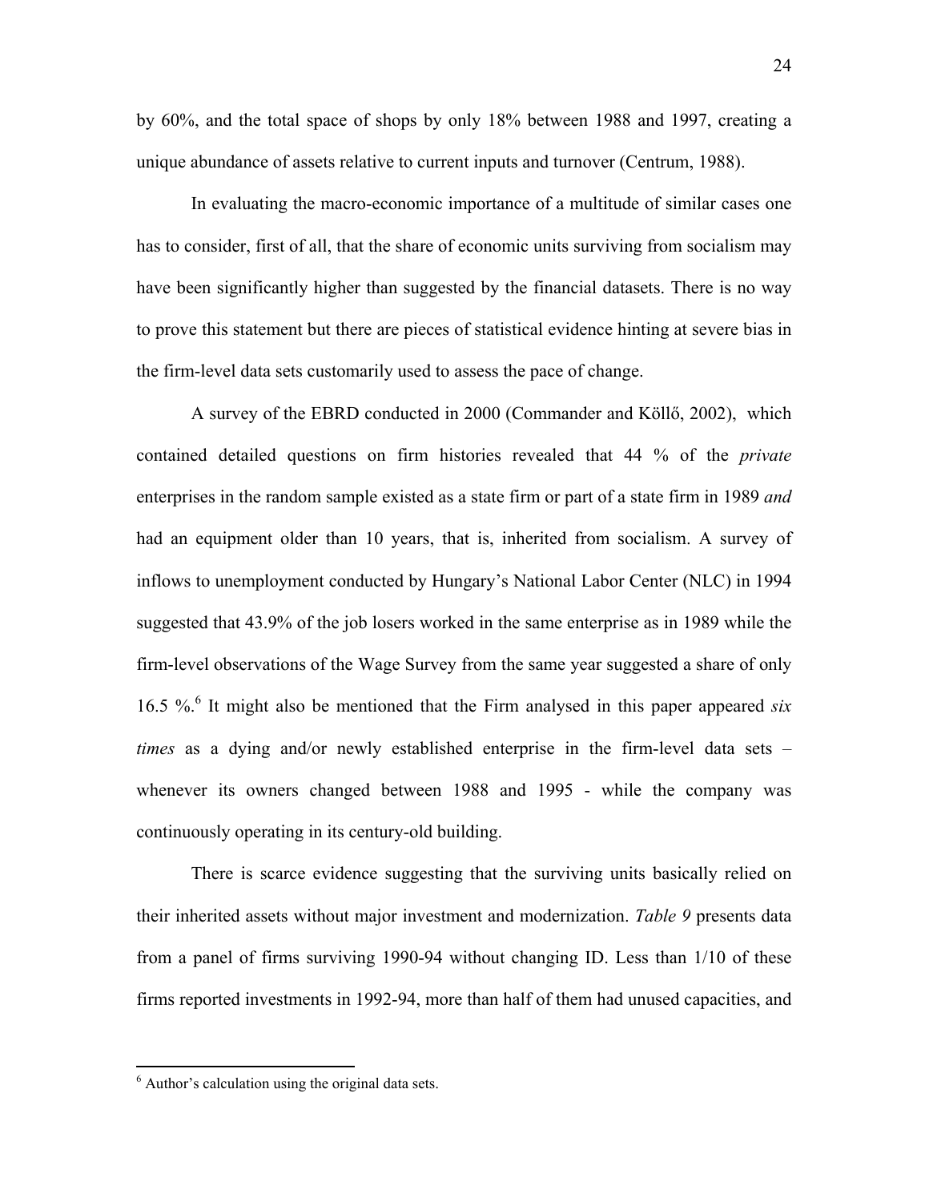by 60%, and the total space of shops by only 18% between 1988 and 1997, creating a unique abundance of assets relative to current inputs and turnover (Centrum, 1988).

In evaluating the macro-economic importance of a multitude of similar cases one has to consider, first of all, that the share of economic units surviving from socialism may have been significantly higher than suggested by the financial datasets. There is no way to prove this statement but there are pieces of statistical evidence hinting at severe bias in the firm-level data sets customarily used to assess the pace of change.

A survey of the EBRD conducted in 2000 (Commander and Köllő, 2002), which contained detailed questions on firm histories revealed that 44 % of the *private* enterprises in the random sample existed as a state firm or part of a state firm in 1989 *and* had an equipment older than 10 years, that is, inherited from socialism. A survey of inflows to unemployment conducted by Hungary's National Labor Center (NLC) in 1994 suggested that 43.9% of the job losers worked in the same enterprise as in 1989 while the firm-level observations of the Wage Survey from the same year suggested a share of only 16.5 %.[6] It might also be mentioned that the Firm analysed in this paper appeared *six times* as a dying and/or newly established enterprise in the firm-level data sets – whenever its owners changed between 1988 and 1995 - while the company was continuously operating in its century-old building.

There is scarce evidence suggesting that the surviving units basically relied on their inherited assets without major investment and modernization. *Table 9* presents data from a panel of firms surviving 1990-94 without changing ID. Less than 1/10 of these firms reported investments in 1992-94, more than half of them had unused capacities, and

---

[6] Author's calculation using the original data sets.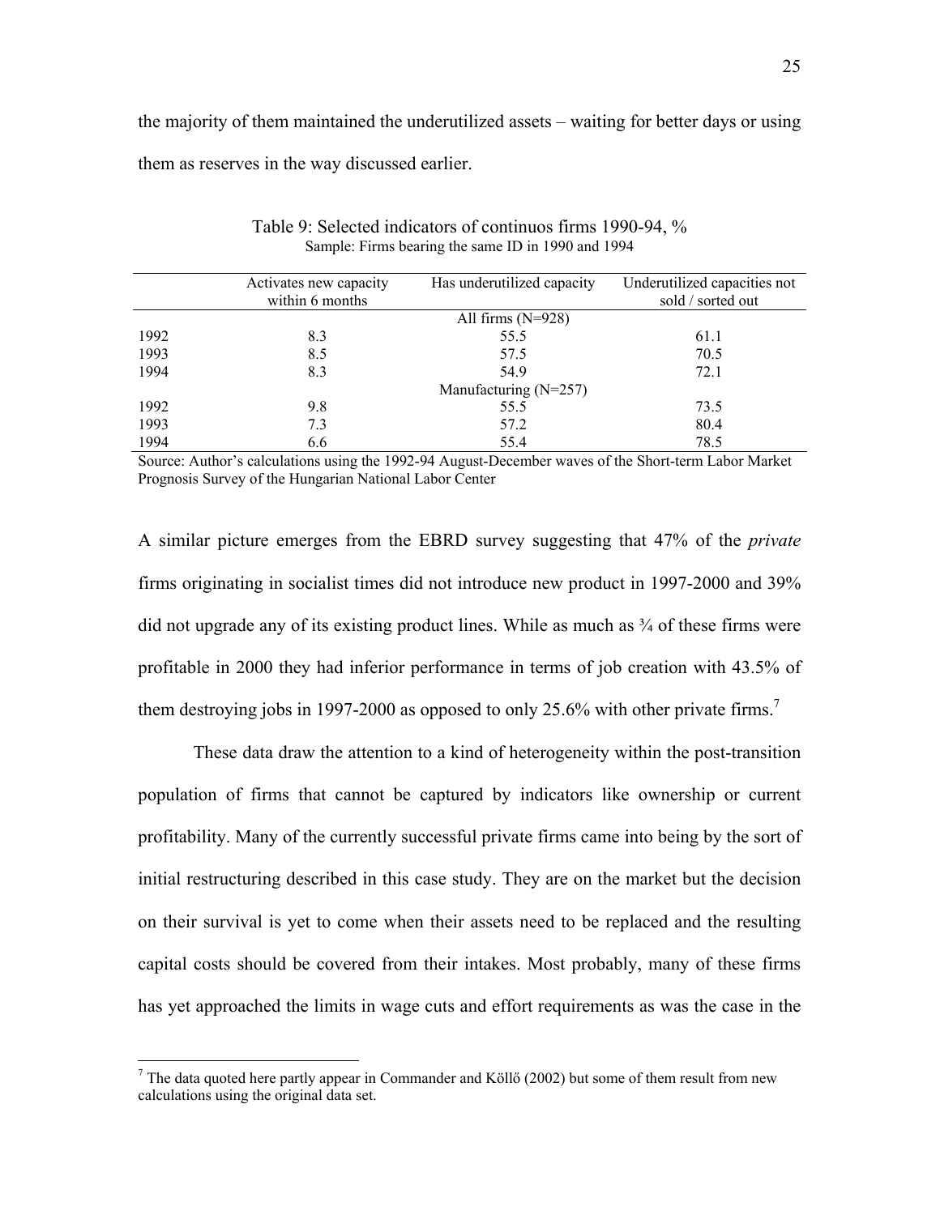the majority of them maintained the underutilized assets – waiting for better days or using them as reserves in the way discussed earlier.

Table 9: Selected indicators of continuos firms 1990-94, %
Sample: Firms bearing the same ID in 1990 and 1994

| | Activates new capacity within 6 months | Has underutilized capacity | Underutilized capacities not sold / sorted out |
|---|---|---|---|
| | | All firms (N=928) | |
| 1992 | 8.3 | 55.5 | 61.1 |
| 1993 | 8.5 | 57.5 | 70.5 |
| 1994 | 8.3 | 54.9 | 72.1 |
| | | Manufacturing (N=257) | |
| 1992 | 9.8 | 55.5 | 73.5 |
| 1993 | 7.3 | 57.2 | 80.4 |
| 1994 | 6.6 | 55.4 | 78.5 |

Source: Author's calculations using the 1992-94 August-December waves of the Short-term Labor Market Prognosis Survey of the Hungarian National Labor Center

A similar picture emerges from the EBRD survey suggesting that 47% of the *private* firms originating in socialist times did not introduce new product in 1997-2000 and 39% did not upgrade any of its existing product lines. While as much as ¾ of these firms were profitable in 2000 they had inferior performance in terms of job creation with 43.5% of them destroying jobs in 1997-2000 as opposed to only 25.6% with other private firms.[7]

These data draw the attention to a kind of heterogeneity within the post-transition population of firms that cannot be captured by indicators like ownership or current profitability. Many of the currently successful private firms came into being by the sort of initial restructuring described in this case study. They are on the market but the decision on their survival is yet to come when their assets need to be replaced and the resulting capital costs should be covered from their intakes. Most probably, many of these firms has yet approached the limits in wage cuts and effort requirements as was the case in the

[7] The data quoted here partly appear in Commander and Köllő (2002) but some of them result from new calculations using the original data set.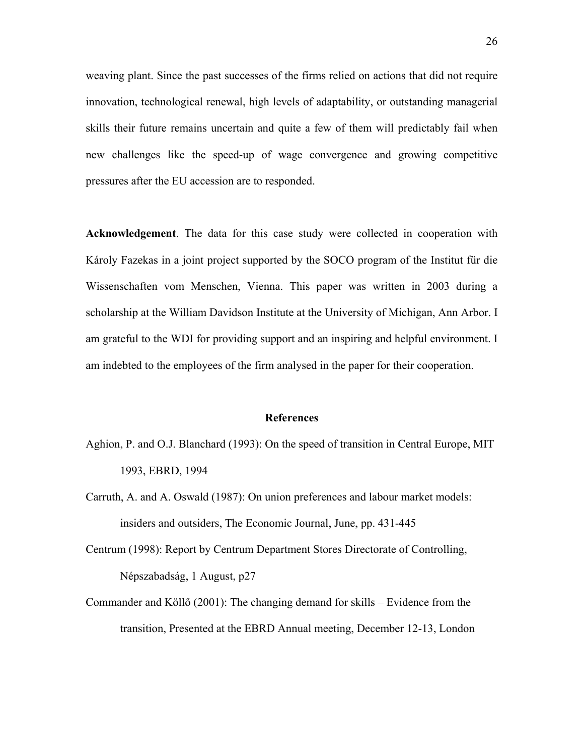weaving plant. Since the past successes of the firms relied on actions that did not require innovation, technological renewal, high levels of adaptability, or outstanding managerial skills their future remains uncertain and quite a few of them will predictably fail when new challenges like the speed-up of wage convergence and growing competitive pressures after the EU accession are to responded.

**Acknowledgement**. The data for this case study were collected in cooperation with Károly Fazekas in a joint project supported by the SOCO program of the Institut für die Wissenschaften vom Menschen, Vienna. This paper was written in 2003 during a scholarship at the William Davidson Institute at the University of Michigan, Ann Arbor. I am grateful to the WDI for providing support and an inspiring and helpful environment. I am indebted to the employees of the firm analysed in the paper for their cooperation.

## References

Aghion, P. and O.J. Blanchard (1993): On the speed of transition in Central Europe, MIT 1993, EBRD, 1994

Carruth, A. and A. Oswald (1987): On union preferences and labour market models: insiders and outsiders, The Economic Journal, June, pp. 431-445

Centrum (1998): Report by Centrum Department Stores Directorate of Controlling, Népszabadság, 1 August, p27

Commander and Köllő (2001): The changing demand for skills – Evidence from the transition, Presented at the EBRD Annual meeting, December 12-13, London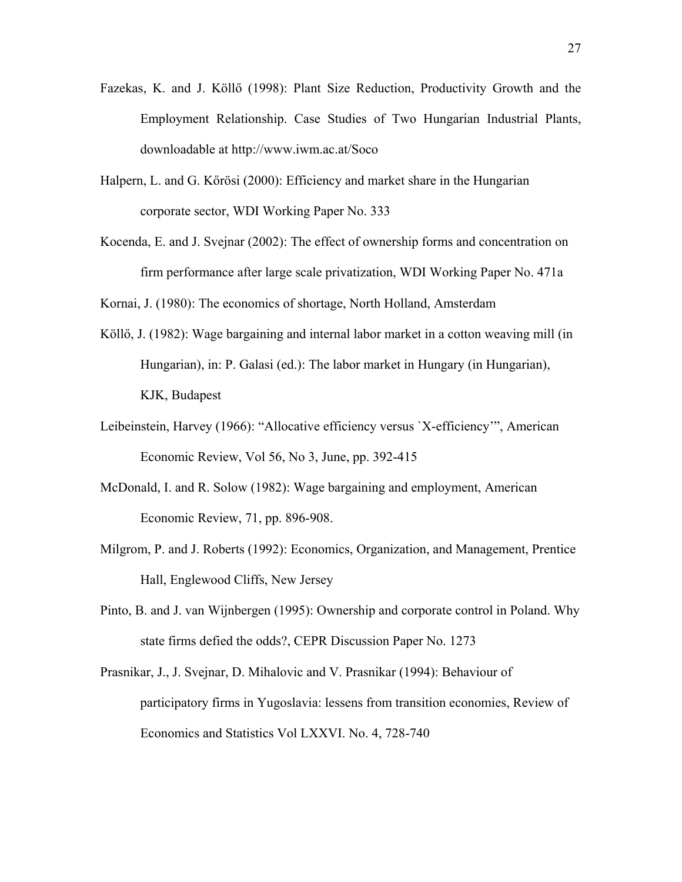Fazekas, K. and J. Köllő (1998): Plant Size Reduction, Productivity Growth and the Employment Relationship. Case Studies of Two Hungarian Industrial Plants, downloadable at http://www.iwm.ac.at/Soco

Halpern, L. and G. Kőrösi (2000): Efficiency and market share in the Hungarian corporate sector, WDI Working Paper No. 333

Kocenda, E. and J. Svejnar (2002): The effect of ownership forms and concentration on firm performance after large scale privatization, WDI Working Paper No. 471a

Kornai, J. (1980): The economics of shortage, North Holland, Amsterdam

Köllő, J. (1982): Wage bargaining and internal labor market in a cotton weaving mill (in Hungarian), in: P. Galasi (ed.): The labor market in Hungary (in Hungarian), KJK, Budapest

Leibeinstein, Harvey (1966): "Allocative efficiency versus `X-efficiency'", American Economic Review, Vol 56, No 3, June, pp. 392-415

McDonald, I. and R. Solow (1982): Wage bargaining and employment, American Economic Review, 71, pp. 896-908.

Milgrom, P. and J. Roberts (1992): Economics, Organization, and Management, Prentice Hall, Englewood Cliffs, New Jersey

Pinto, B. and J. van Wijnbergen (1995): Ownership and corporate control in Poland. Why state firms defied the odds?, CEPR Discussion Paper No. 1273

Prasnikar, J., J. Svejnar, D. Mihalovic and V. Prasnikar (1994): Behaviour of participatory firms in Yugoslavia: lessens from transition economies, Review of Economics and Statistics Vol LXXVI. No. 4, 728-740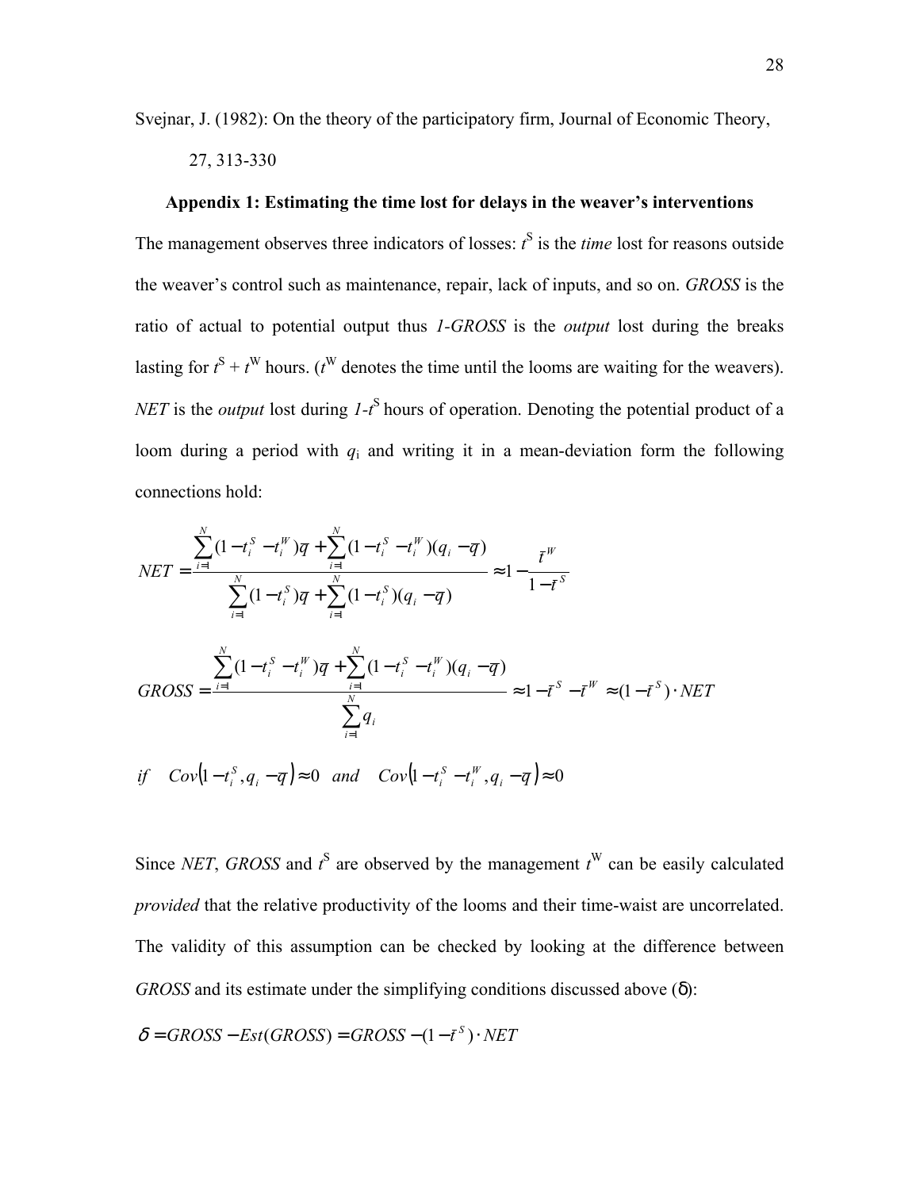Svejnar, J. (1982): On the theory of the participatory firm, Journal of Economic Theory, 27, 313-330

**Appendix 1: Estimating the time lost for delays in the weaver's interventions**

The management observes three indicators of losses: $t^S$ is the *time* lost for reasons outside the weaver's control such as maintenance, repair, lack of inputs, and so on. *GROSS* is the ratio of actual to potential output thus *1-GROSS* is the *output* lost during the breaks lasting for $t^S + t^W$ hours. ($t^W$ denotes the time until the looms are waiting for the weavers). *NET* is the *output* lost during $1\text{-}t^S$ hours of operation. Denoting the potential product of a loom during a period with $q_i$ and writing it in a mean-deviation form the following connections hold:

$$NET = \frac{\sum_{i=1}^{N}(1-t_i^S - t_i^W)\bar{q} + \sum_{i=1}^{N}(1-t_i^S - t_i^W)(q_i - \bar{q})}{\sum_{i=1}^{N}(1-t_i^S)\bar{q} + \sum_{i=1}^{N}(1-t_i^S)(q_i - \bar{q})} \approx 1 - \frac{\bar{t}^W}{1-\bar{t}^S}$$

$$GROSS = \frac{\sum_{i=1}^{N}(1-t_i^S - t_i^W)\bar{q} + \sum_{i=1}^{N}(1-t_i^S - t_i^W)(q_i - \bar{q})}{\sum_{i=1}^{N} q_i} \approx 1 - \bar{t}^S - \bar{t}^W \approx (1-\bar{t}^S) \cdot NET$$

$$if \quad Cov\left(1-t_i^S, q_i - \bar{q}\right) \approx 0 \quad and \quad Cov\left(1-t_i^S - t_i^W, q_i - \bar{q}\right) \approx 0$$

Since *NET*, *GROSS* and $t^S$ are observed by the management $t^W$ can be easily calculated *provided* that the relative productivity of the looms and their time-waist are uncorrelated. The validity of this assumption can be checked by looking at the difference between *GROSS* and its estimate under the simplifying conditions discussed above ($\delta$):

$$\delta = GROSS - Est(GROSS) = GROSS - (1-\bar{t}^S) \cdot NET$$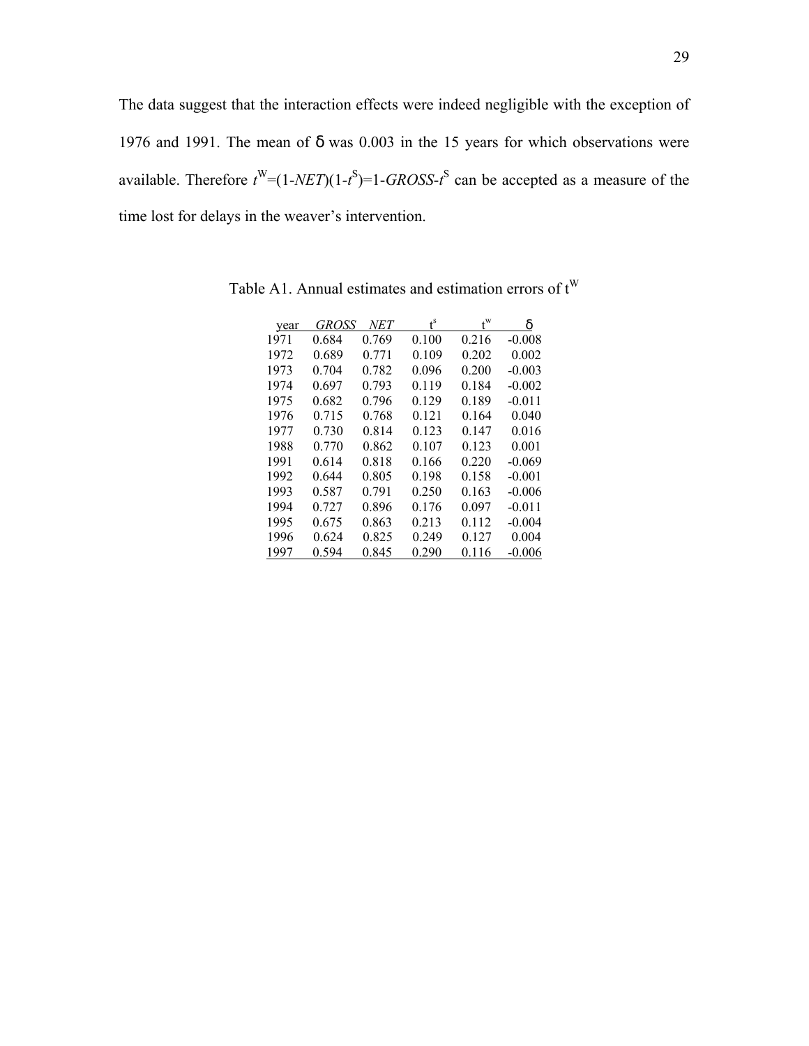The data suggest that the interaction effects were indeed negligible with the exception of 1976 and 1991. The mean of δ was 0.003 in the 15 years for which observations were available. Therefore $t^W=(1\text{-}NET)(1\text{-}t^S)=1\text{-}GROSS\text{-}t^S$ can be accepted as a measure of the time lost for delays in the weaver's intervention.

Table A1. Annual estimates and estimation errors of $t^W$

| year | *GROSS* | *NET* | $t^s$ | $t^w$ | δ |
|---|---|---|---|---|---|
| 1971 | 0.684 | 0.769 | 0.100 | 0.216 | -0.008 |
| 1972 | 0.689 | 0.771 | 0.109 | 0.202 | 0.002 |
| 1973 | 0.704 | 0.782 | 0.096 | 0.200 | -0.003 |
| 1974 | 0.697 | 0.793 | 0.119 | 0.184 | -0.002 |
| 1975 | 0.682 | 0.796 | 0.129 | 0.189 | -0.011 |
| 1976 | 0.715 | 0.768 | 0.121 | 0.164 | 0.040 |
| 1977 | 0.730 | 0.814 | 0.123 | 0.147 | 0.016 |
| 1988 | 0.770 | 0.862 | 0.107 | 0.123 | 0.001 |
| 1991 | 0.614 | 0.818 | 0.166 | 0.220 | -0.069 |
| 1992 | 0.644 | 0.805 | 0.198 | 0.158 | -0.001 |
| 1993 | 0.587 | 0.791 | 0.250 | 0.163 | -0.006 |
| 1994 | 0.727 | 0.896 | 0.176 | 0.097 | -0.011 |
| 1995 | 0.675 | 0.863 | 0.213 | 0.112 | -0.004 |
| 1996 | 0.624 | 0.825 | 0.249 | 0.127 | 0.004 |
| 1997 | 0.594 | 0.845 | 0.290 | 0.116 | -0.006 |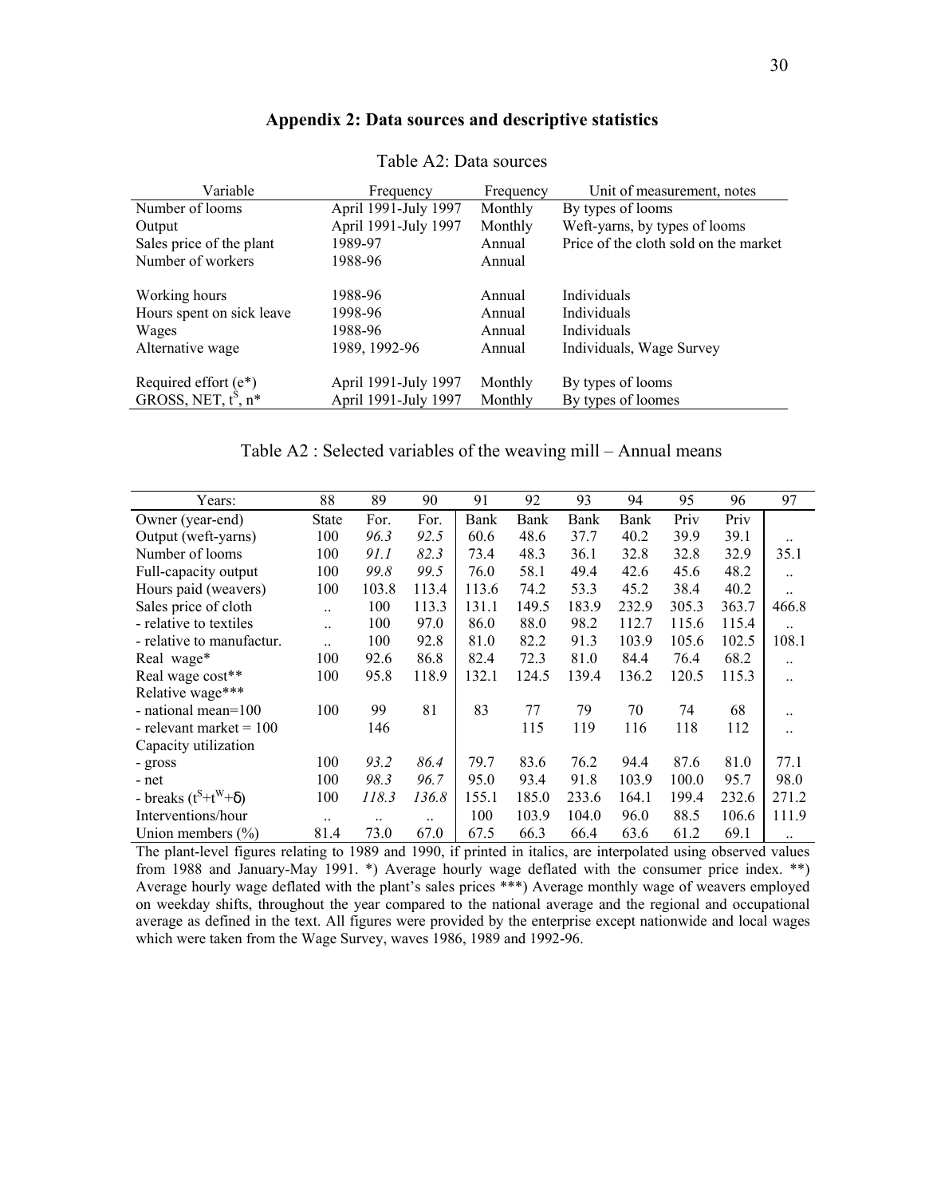## Appendix 2: Data sources and descriptive statistics

Table A2: Data sources

| Variable | Frequency | Frequency | Unit of measurement, notes |
|---|---|---|---|
| Number of looms | April 1991-July 1997 | Monthly | By types of looms |
| Output | April 1991-July 1997 | Monthly | Weft-yarns, by types of looms |
| Sales price of the plant | 1989-97 | Annual | Price of the cloth sold on the market |
| Number of workers | 1988-96 | Annual | |
| Working hours | 1988-96 | Annual | Individuals |
| Hours spent on sick leave | 1998-96 | Annual | Individuals |
| Wages | 1988-96 | Annual | Individuals |
| Alternative wage | 1989, 1992-96 | Annual | Individuals, Wage Survey |
| Required effort (e*) | April 1991-July 1997 | Monthly | By types of looms |
| GROSS, NET, $t^S$, n* | April 1991-July 1997 | Monthly | By types of loomes |

Table A2 : Selected variables of the weaving mill – Annual means

| Years: | 88 | 89 | 90 | 91 | 92 | 93 | 94 | 95 | 96 | 97 |
|---|---|---|---|---|---|---|---|---|---|---|
| Owner (year-end) | State | For. | For. | Bank | Bank | Bank | Bank | Priv | Priv | |
| Output (weft-yarns) | 100 | *96.3* | *92.5* | 60.6 | 48.6 | 37.7 | 40.2 | 39.9 | 39.1 | .. |
| Number of looms | 100 | *91.1* | *82.3* | 73.4 | 48.3 | 36.1 | 32.8 | 32.8 | 32.9 | 35.1 |
| Full-capacity output | 100 | *99.8* | *99.5* | 76.0 | 58.1 | 49.4 | 42.6 | 45.6 | 48.2 | .. |
| Hours paid (weavers) | 100 | 103.8 | 113.4 | 113.6 | 74.2 | 53.3 | 45.2 | 38.4 | 40.2 | .. |
| Sales price of cloth | .. | 100 | 113.3 | 131.1 | 149.5 | 183.9 | 232.9 | 305.3 | 363.7 | 466.8 |
| - relative to textiles | .. | 100 | 97.0 | 86.0 | 88.0 | 98.2 | 112.7 | 115.6 | 115.4 | .. |
| - relative to manufactur. | .. | 100 | 92.8 | 81.0 | 82.2 | 91.3 | 103.9 | 105.6 | 102.5 | 108.1 |
| Real wage* | 100 | 92.6 | 86.8 | 82.4 | 72.3 | 81.0 | 84.4 | 76.4 | 68.2 | .. |
| Real wage cost** | 100 | 95.8 | 118.9 | 132.1 | 124.5 | 139.4 | 136.2 | 120.5 | 115.3 | .. |
| Relative wage*** | | | | | | | | | | |
| - national mean=100 | 100 | 99 | 81 | 83 | 77 | 79 | 70 | 74 | 68 | .. |
| - relevant market = 100 | | 146 | | | 115 | 119 | 116 | 118 | 112 | .. |
| Capacity utilization | | | | | | | | | | |
| - gross | 100 | *93.2* | *86.4* | 79.7 | 83.6 | 76.2 | 94.4 | 87.6 | 81.0 | 77.1 |
| - net | 100 | *98.3* | *96.7* | 95.0 | 93.4 | 91.8 | 103.9 | 100.0 | 95.7 | 98.0 |
| - breaks ($t^S$+$t^W$+δ) | 100 | *118.3* | *136.8* | 155.1 | 185.0 | 233.6 | 164.1 | 199.4 | 232.6 | 271.2 |
| Interventions/hour | .. | .. | .. | 100 | 103.9 | 104.0 | 96.0 | 88.5 | 106.6 | 111.9 |
| Union members (%) | 81.4 | 73.0 | 67.0 | 67.5 | 66.3 | 66.4 | 63.6 | 61.2 | 69.1 | .. |

The plant-level figures relating to 1989 and 1990, if printed in italics, are interpolated using observed values from 1988 and January-May 1991. *) Average hourly wage deflated with the consumer price index. **) Average hourly wage deflated with the plant's sales prices ***) Average monthly wage of weavers employed on weekday shifts, throughout the year compared to the national average and the regional and occupational average as defined in the text. All figures were provided by the enterprise except nationwide and local wages which were taken from the Wage Survey, waves 1986, 1989 and 1992-96.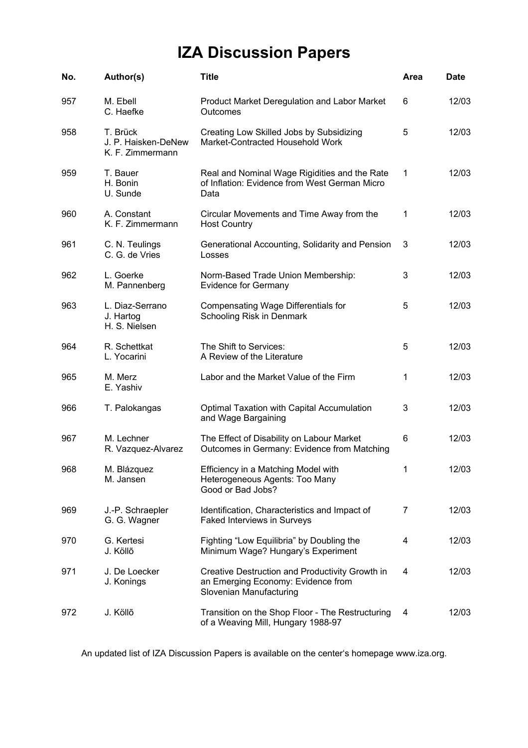# IZA Discussion Papers

| No. | Author(s) | Title | Area | Date |
|---|---|---|---|---|
| 957 | M. Ebell<br>C. Haefke | Product Market Deregulation and Labor Market Outcomes | 6 | 12/03 |
| 958 | T. Brück<br>J. P. Haisken-DeNew<br>K. F. Zimmermann | Creating Low Skilled Jobs by Subsidizing Market-Contracted Household Work | 5 | 12/03 |
| 959 | T. Bauer<br>H. Bonin<br>U. Sunde | Real and Nominal Wage Rigidities and the Rate of Inflation: Evidence from West German Micro Data | 1 | 12/03 |
| 960 | A. Constant<br>K. F. Zimmermann | Circular Movements and Time Away from the Host Country | 1 | 12/03 |
| 961 | C. N. Teulings<br>C. G. de Vries | Generational Accounting, Solidarity and Pension Losses | 3 | 12/03 |
| 962 | L. Goerke<br>M. Pannenberg | Norm-Based Trade Union Membership: Evidence for Germany | 3 | 12/03 |
| 963 | L. Diaz-Serrano<br>J. Hartog<br>H. S. Nielsen | Compensating Wage Differentials for Schooling Risk in Denmark | 5 | 12/03 |
| 964 | R. Schettkat<br>L. Yocarini | The Shift to Services: A Review of the Literature | 5 | 12/03 |
| 965 | M. Merz<br>E. Yashiv | Labor and the Market Value of the Firm | 1 | 12/03 |
| 966 | T. Palokangas | Optimal Taxation with Capital Accumulation and Wage Bargaining | 3 | 12/03 |
| 967 | M. Lechner<br>R. Vazquez-Alvarez | The Effect of Disability on Labour Market Outcomes in Germany: Evidence from Matching | 6 | 12/03 |
| 968 | M. Blázquez<br>M. Jansen | Efficiency in a Matching Model with Heterogeneous Agents: Too Many Good or Bad Jobs? | 1 | 12/03 |
| 969 | J.-P. Schraepler<br>G. G. Wagner | Identification, Characteristics and Impact of Faked Interviews in Surveys | 7 | 12/03 |
| 970 | G. Kertesi<br>J. Köllő | Fighting "Low Equilibria" by Doubling the Minimum Wage? Hungary's Experiment | 4 | 12/03 |
| 971 | J. De Loecker<br>J. Konings | Creative Destruction and Productivity Growth in an Emerging Economy: Evidence from Slovenian Manufacturing | 4 | 12/03 |
| 972 | J. Köllő | Transition on the Shop Floor - The Restructuring of a Weaving Mill, Hungary 1988-97 | 4 | 12/03 |

An updated list of IZA Discussion Papers is available on the center's homepage www.iza.org.